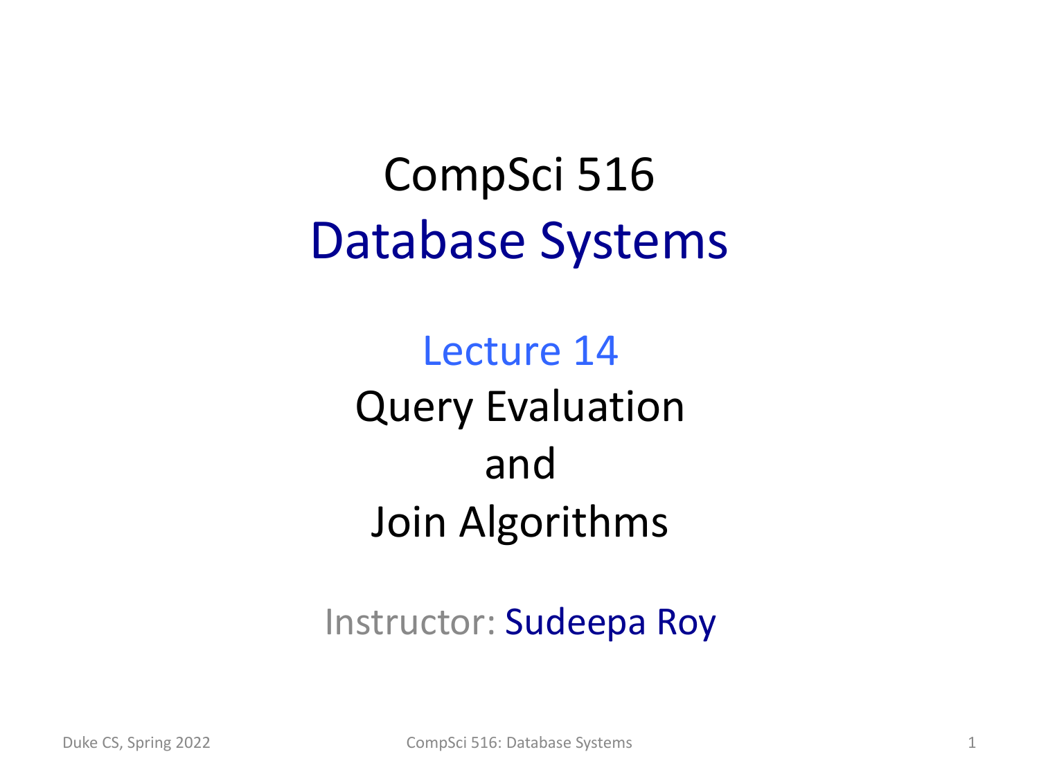# CompSci 516
# Database Systems

## Lecture 14
## Query Evaluation and Join Algorithms

Instructor: Sudeepa Roy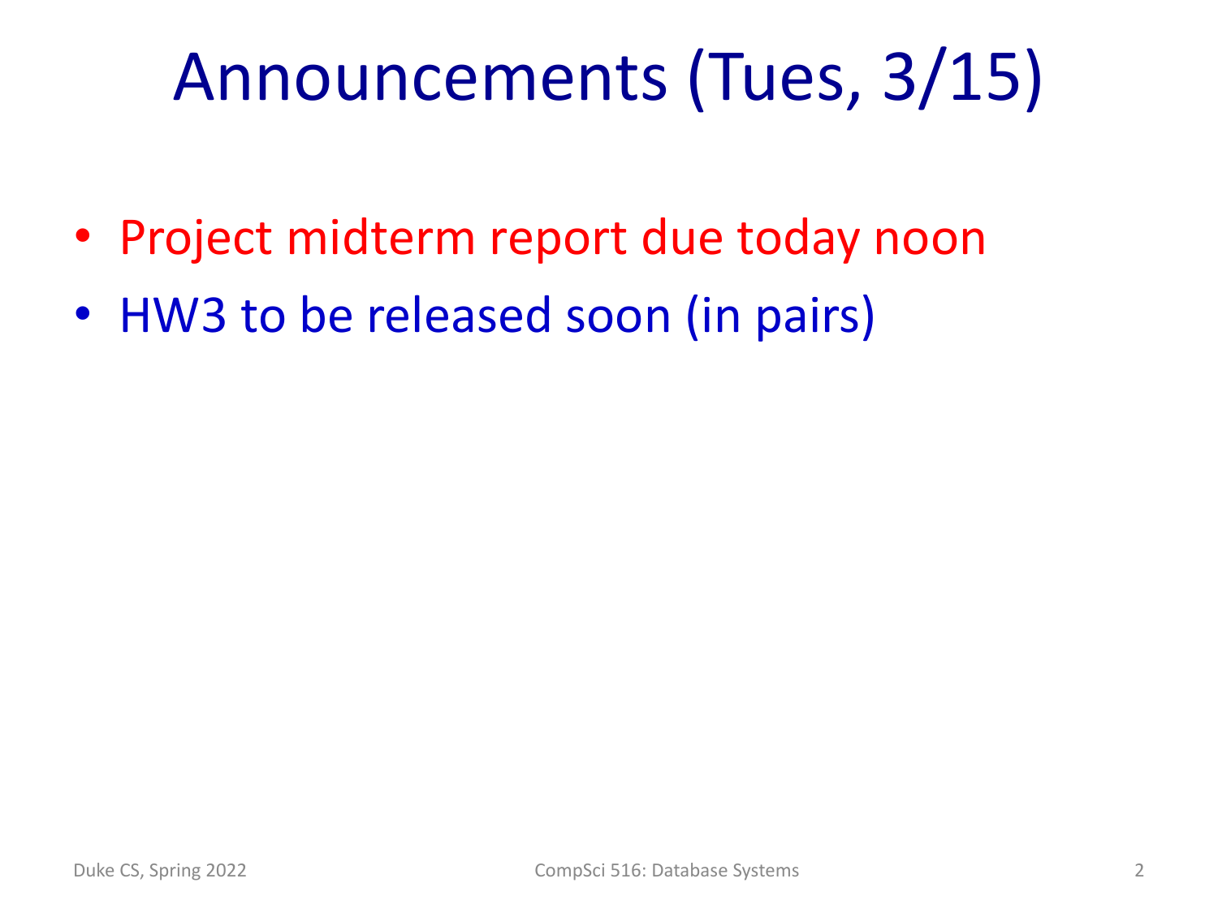# Announcements (Tues, 3/15)

- Project midterm report due today noon
- HW3 to be released soon (in pairs)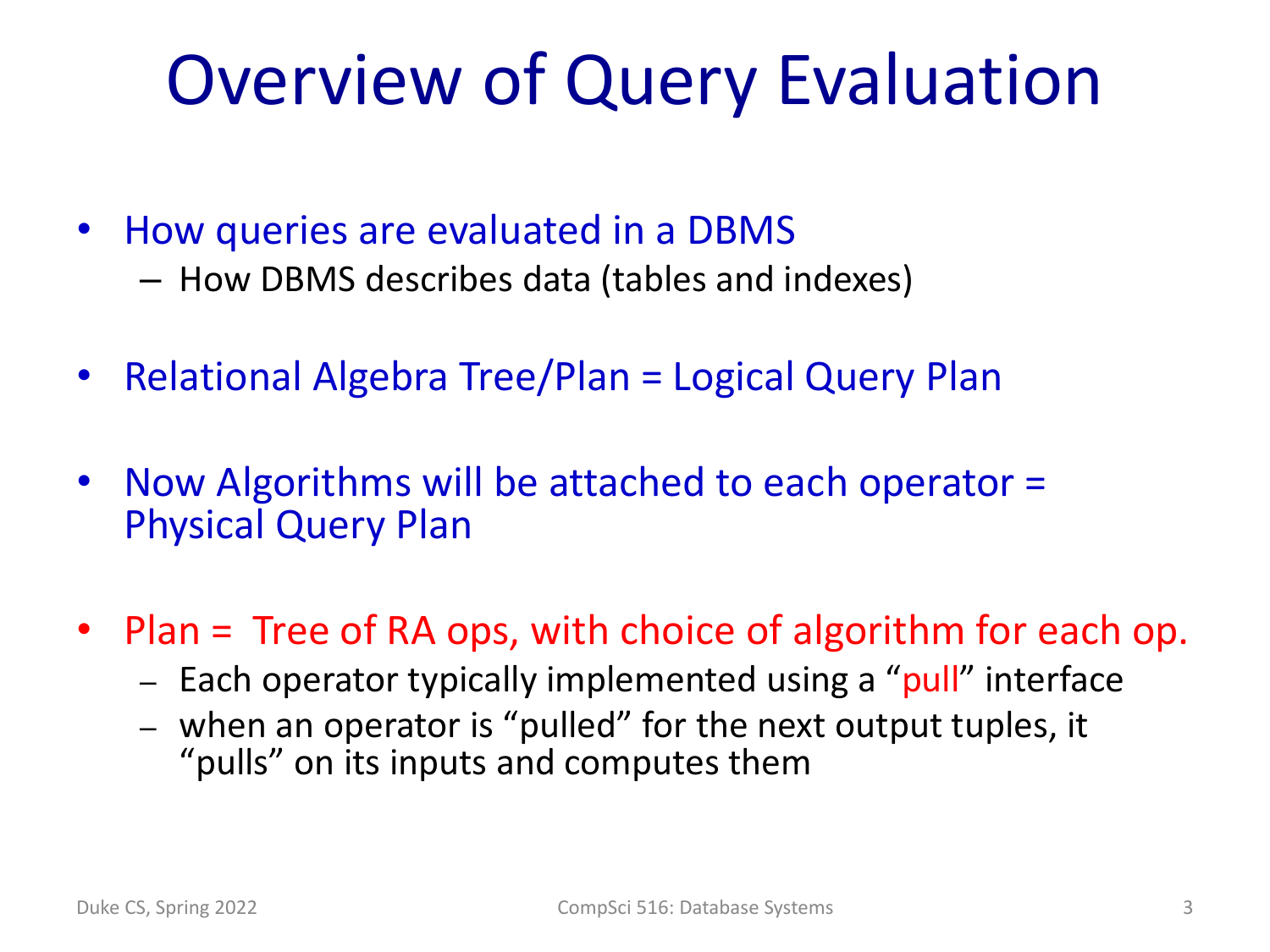# Overview of Query Evaluation

- How queries are evaluated in a DBMS
  - How DBMS describes data (tables and indexes)
- Relational Algebra Tree/Plan = Logical Query Plan
- Now Algorithms will be attached to each operator = Physical Query Plan
- Plan = Tree of RA ops, with choice of algorithm for each op.
  - Each operator typically implemented using a "pull" interface
  - when an operator is "pulled" for the next output tuples, it "pulls" on its inputs and computes them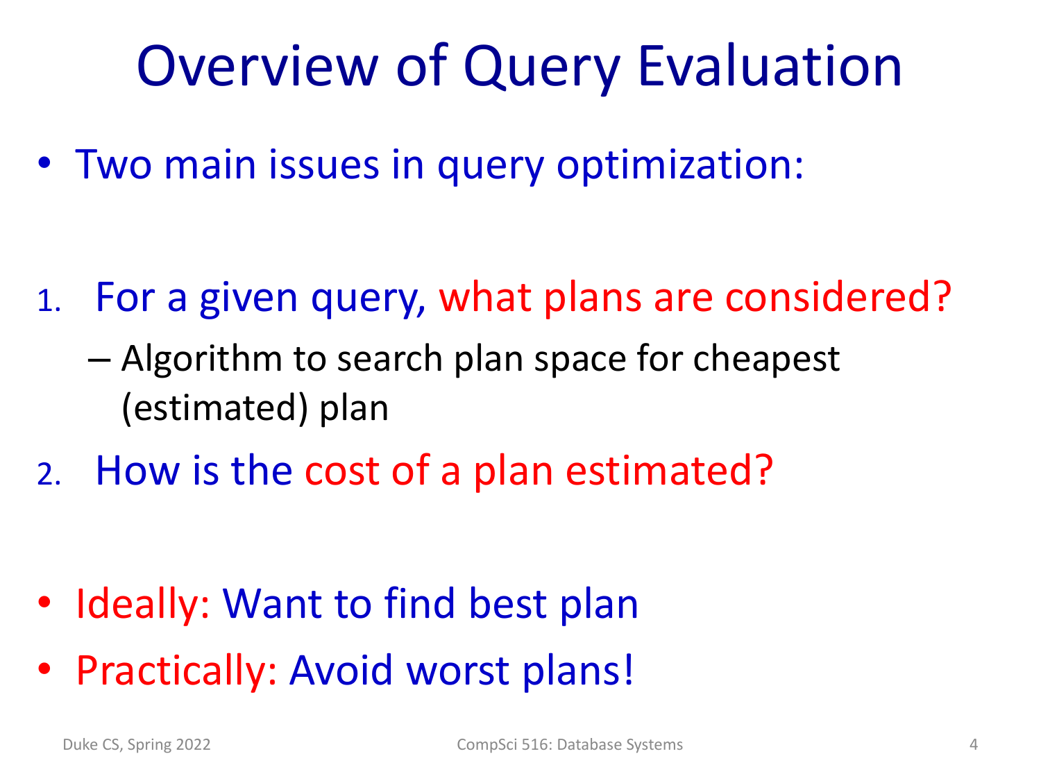# Overview of Query Evaluation

- Two main issues in query optimization:

1. For a given query, what plans are considered?
   - Algorithm to search plan space for cheapest (estimated) plan
2. How is the cost of a plan estimated?

- Ideally: Want to find best plan
- Practically: Avoid worst plans!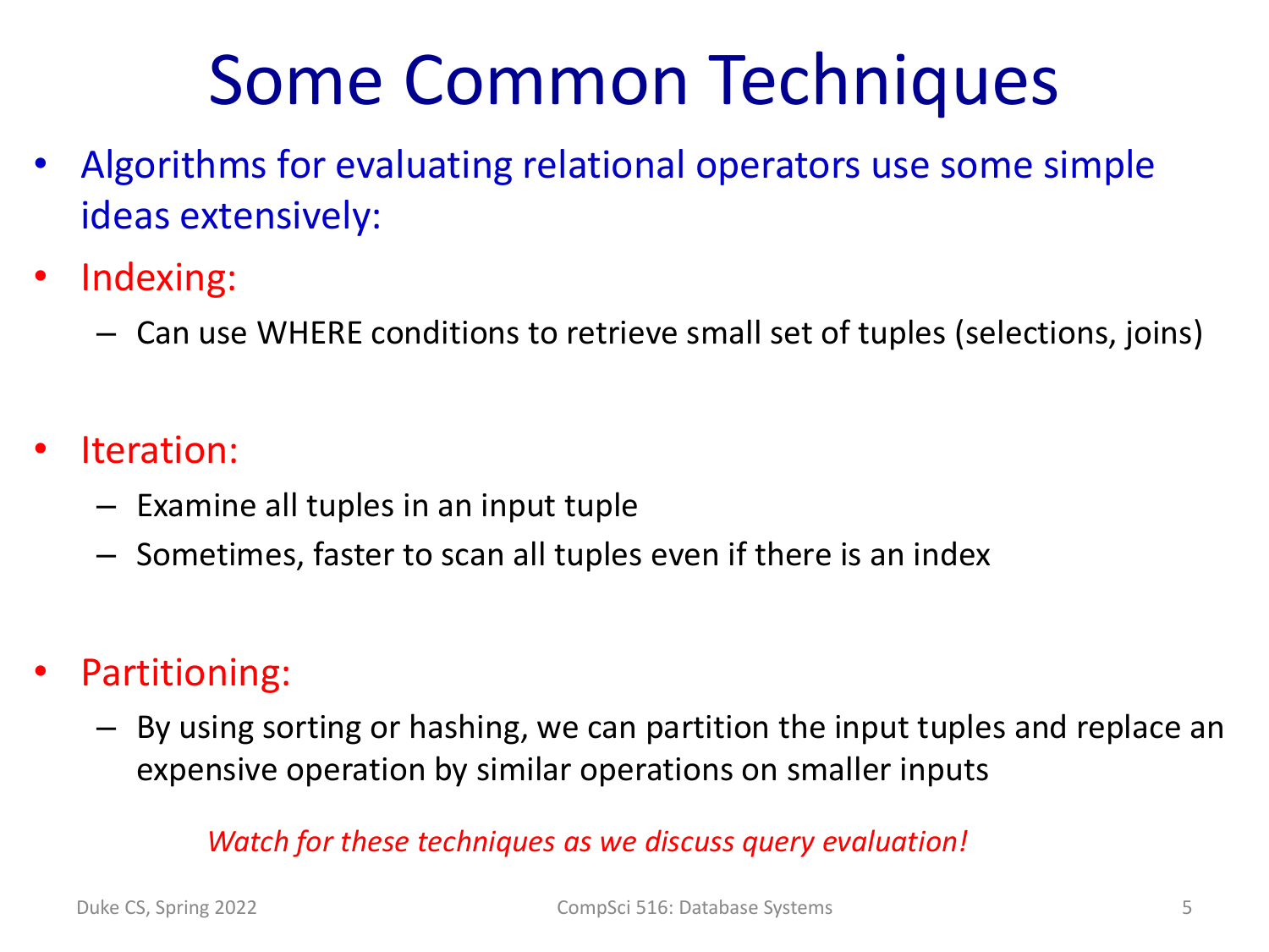# Some Common Techniques

- Algorithms for evaluating relational operators use some simple ideas extensively:
- Indexing:
  - Can use WHERE conditions to retrieve small set of tuples (selections, joins)
- Iteration:
  - Examine all tuples in an input tuple
  - Sometimes, faster to scan all tuples even if there is an index
- Partitioning:
  - By using sorting or hashing, we can partition the input tuples and replace an expensive operation by similar operations on smaller inputs

*Watch for these techniques as we discuss query evaluation!*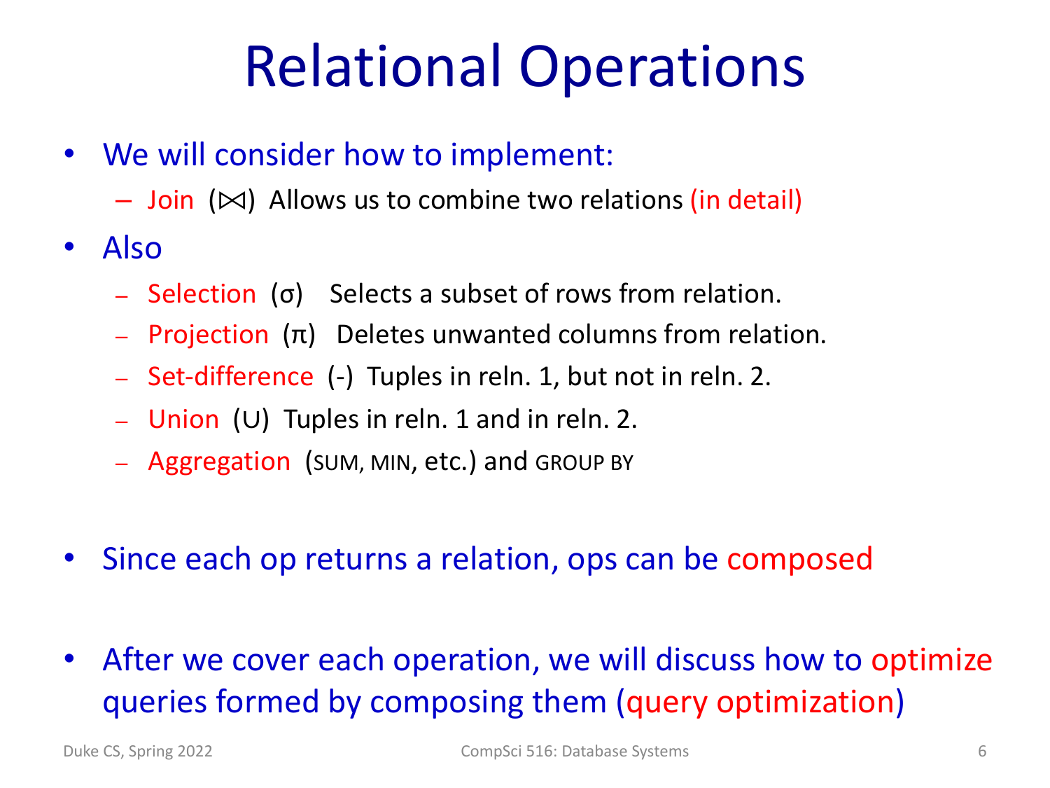# Relational Operations

- We will consider how to implement:
  - Join (⋈) Allows us to combine two relations (in detail)
- Also
  - Selection (σ) Selects a subset of rows from relation.
  - Projection (π) Deletes unwanted columns from relation.
  - Set-difference (-) Tuples in reln. 1, but not in reln. 2.
  - Union (∪) Tuples in reln. 1 and in reln. 2.
  - Aggregation (SUM, MIN, etc.) and GROUP BY
- Since each op returns a relation, ops can be composed
- After we cover each operation, we will discuss how to optimize queries formed by composing them (query optimization)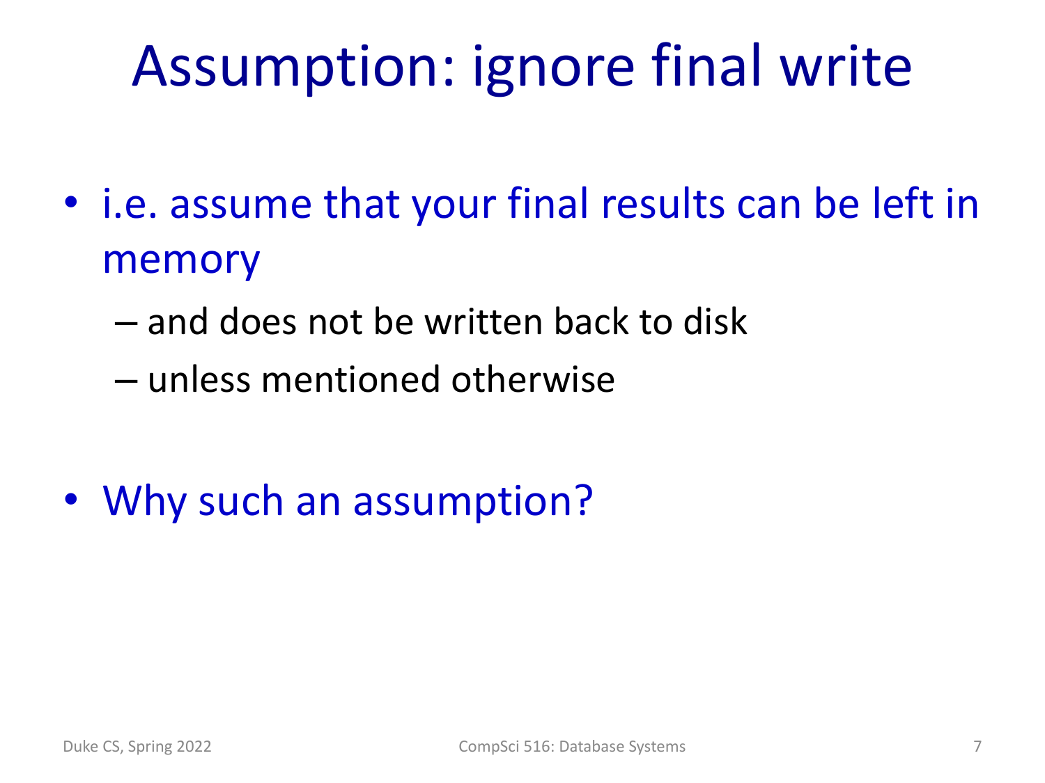# Assumption: ignore final write

- i.e. assume that your final results can be left in memory
  - and does not be written back to disk
  - unless mentioned otherwise

- Why such an assumption?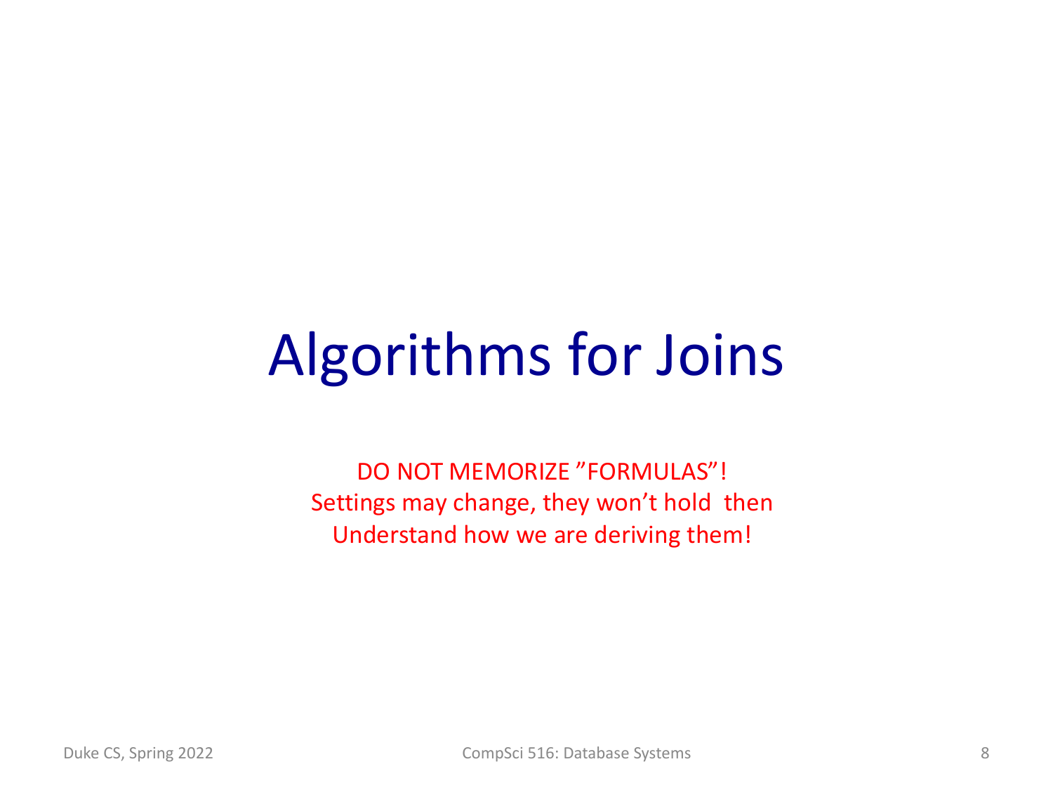# Algorithms for Joins

DO NOT MEMORIZE ”FORMULAS”!
Settings may change, they won’t hold then
Understand how we are deriving them!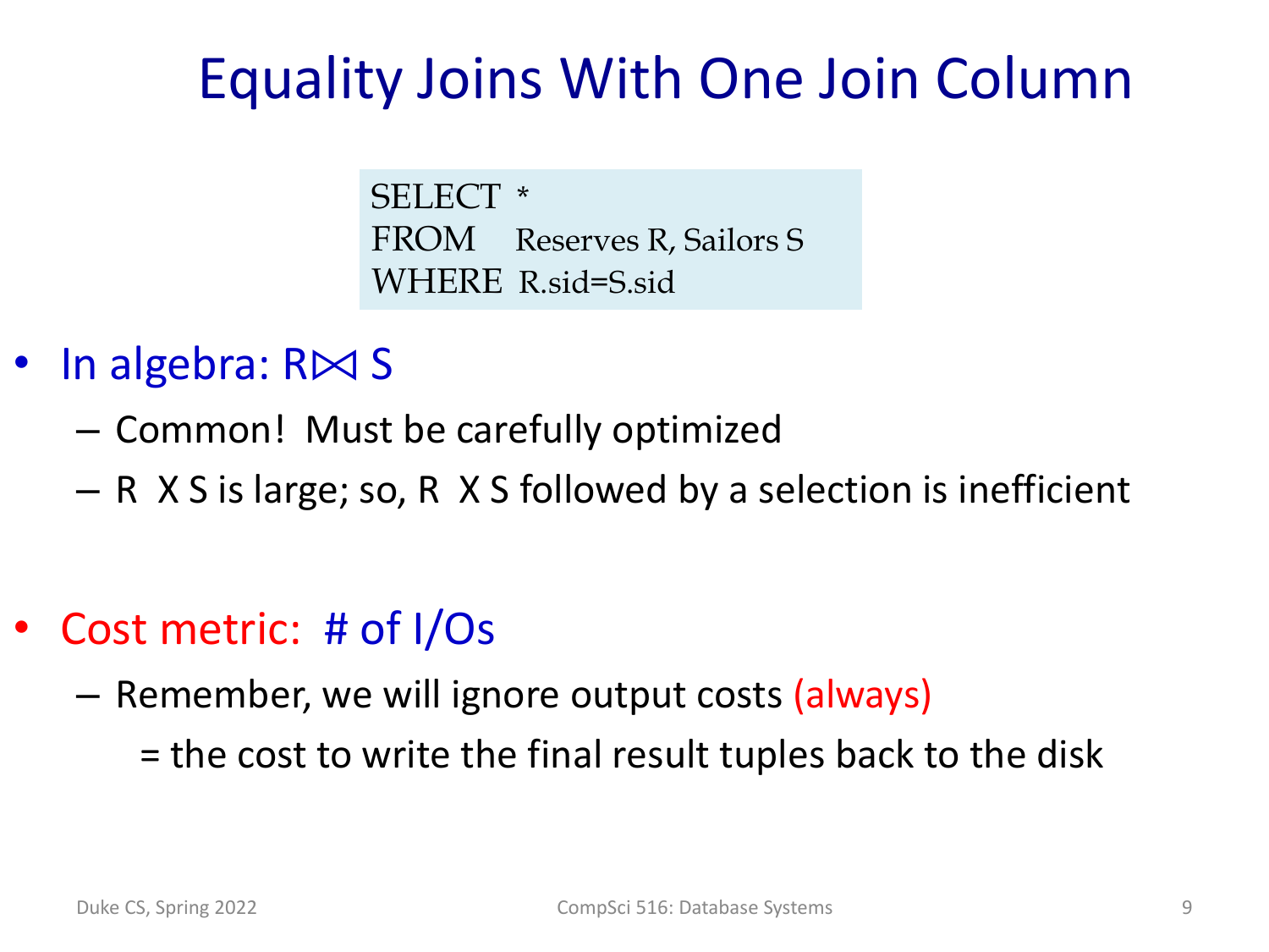# Equality Joins With One Join Column

```
SELECT  *
FROM    Reserves R, Sailors S
WHERE   R.sid=S.sid
```

- In algebra: $R \bowtie S$
  - Common! Must be carefully optimized
  - R X S is large; so, R X S followed by a selection is inefficient

- Cost metric: # of I/Os
  - Remember, we will ignore output costs (always)

    = the cost to write the final result tuples back to the disk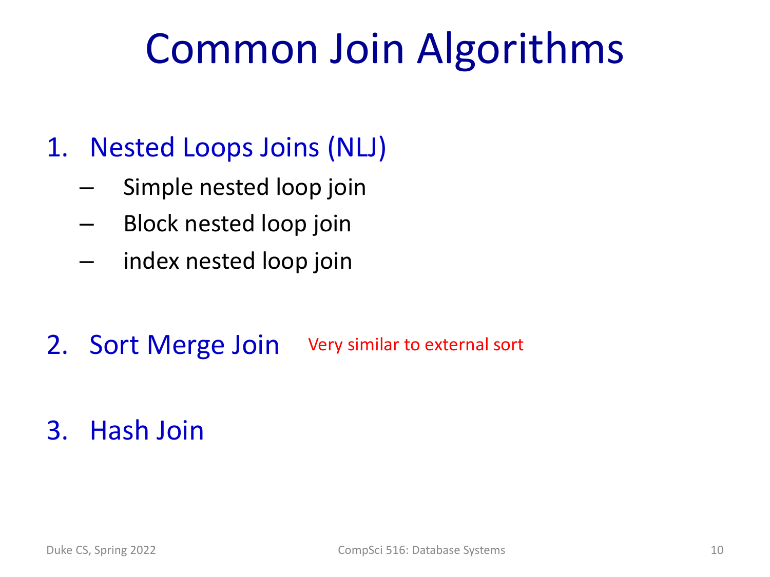# Common Join Algorithms

1. Nested Loops Joins (NLJ)
   - Simple nested loop join
   - Block nested loop join
   - index nested loop join

2. Sort Merge Join — Very similar to external sort

3. Hash Join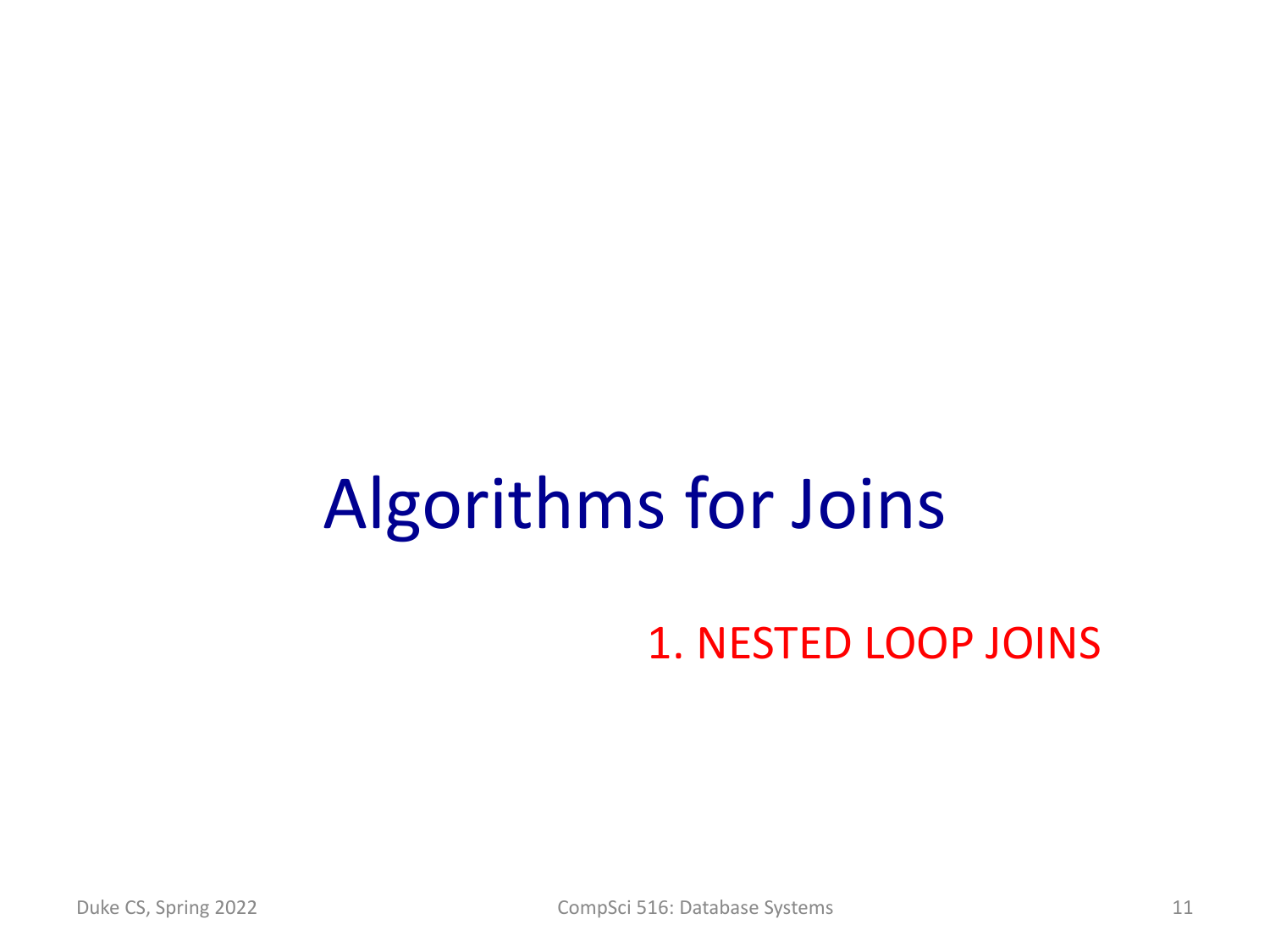# Algorithms for Joins

## 1. NESTED LOOP JOINS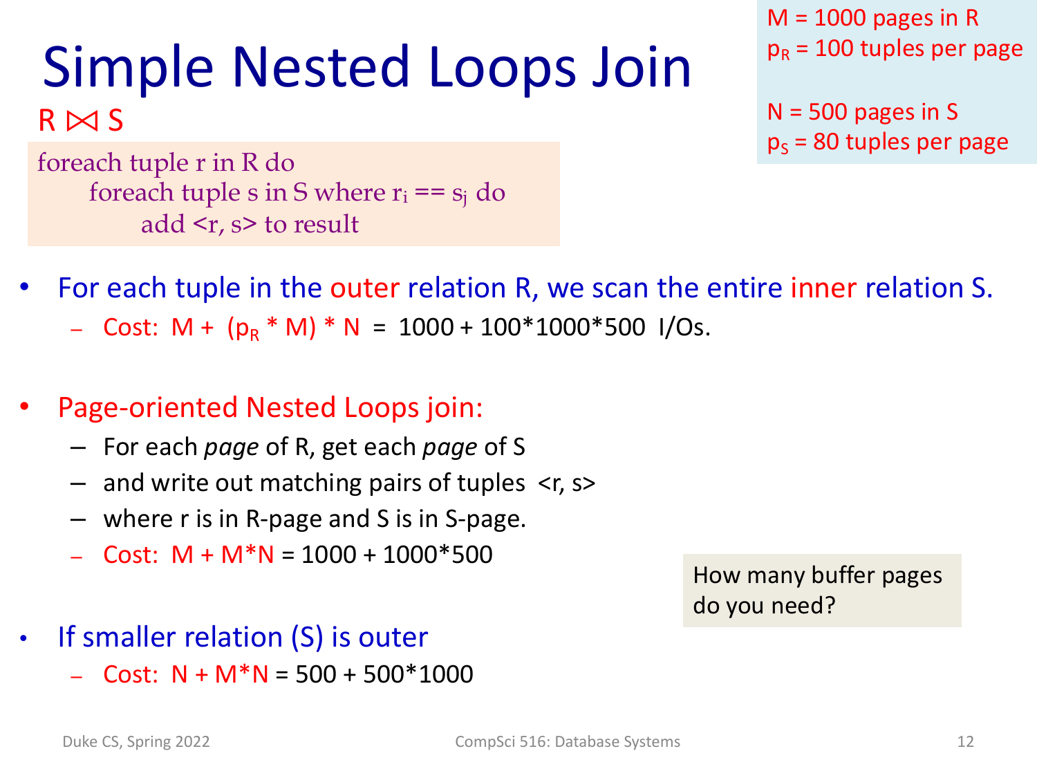# Simple Nested Loops Join

$R \bowtie S$

```
foreach tuple r in R do
    foreach tuple s in S where r_i == s_j do
        add <r, s> to result
```

M = 1000 pages in R
$p_R$ = 100 tuples per page

N = 500 pages in S
$p_S$ = 80 tuples per page

- For each tuple in the outer relation R, we scan the entire inner relation S.
  - Cost: $M + (p_R * M) * N$ = 1000 + 100*1000*500 I/Os.

- Page-oriented Nested Loops join:
  - For each *page* of R, get each *page* of S
  - and write out matching pairs of tuples <r, s>
  - where r is in R-page and S is in S-page.
  - Cost: $M + M*N$ = 1000 + 1000*500

How many buffer pages do you need?

- If smaller relation (S) is outer
  - Cost: $N + M*N$ = 500 + 500*1000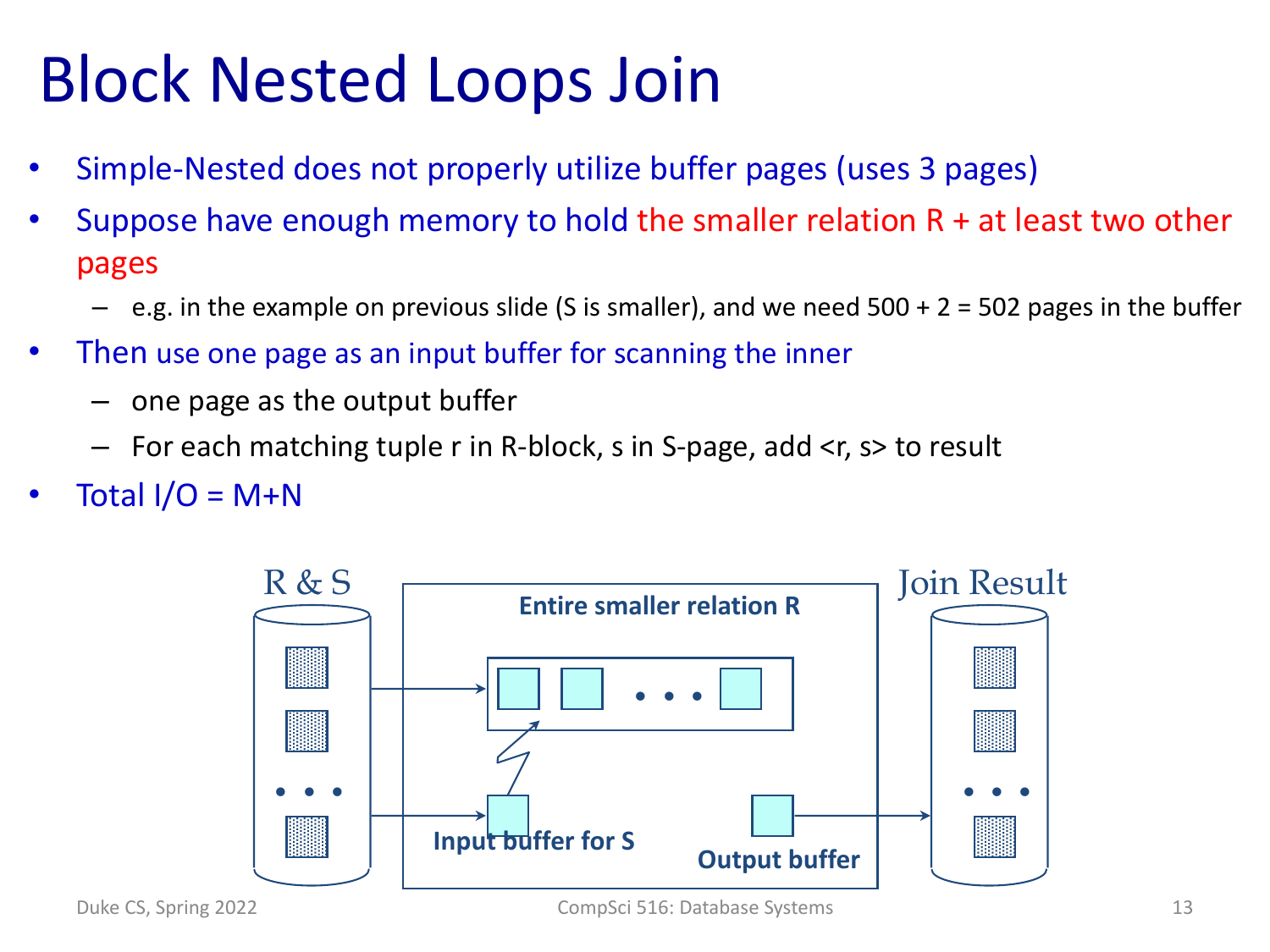# Block Nested Loops Join

- Simple-Nested does not properly utilize buffer pages (uses 3 pages)
- Suppose have enough memory to hold the smaller relation R + at least two other pages
  - e.g. in the example on previous slide (S is smaller), and we need 500 + 2 = 502 pages in the buffer
- Then use one page as an input buffer for scanning the inner
  - one page as the output buffer
  - For each matching tuple r in R-block, s in S-page, add <r, s> to result
- Total I/O = M+N

R & S

Entire smaller relation R

Input buffer for S

Output buffer

Join Result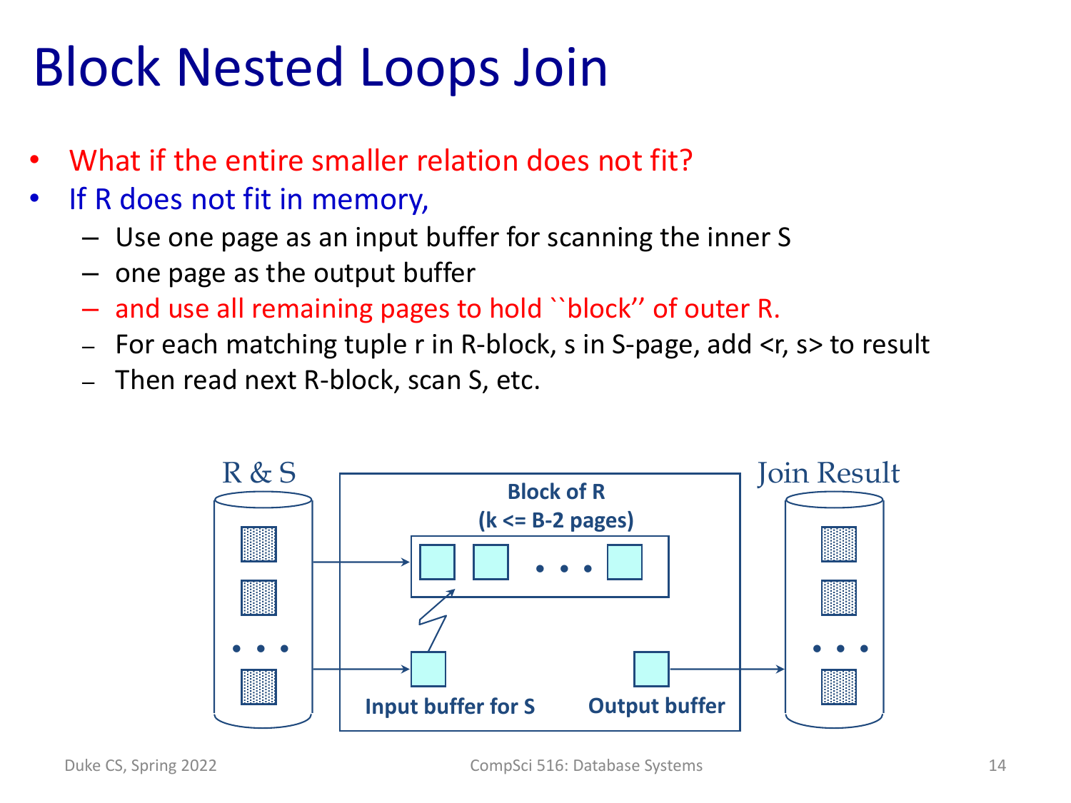# Block Nested Loops Join

- What if the entire smaller relation does not fit?
- If R does not fit in memory,
  - Use one page as an input buffer for scanning the inner S
  - one page as the output buffer
  - and use all remaining pages to hold ``block'' of outer R.
  - For each matching tuple r in R-block, s in S-page, add <r, s> to result
  - Then read next R-block, scan S, etc.

R & S

Block of R
(k <= B-2 pages)

Input buffer for S

Output buffer

Join Result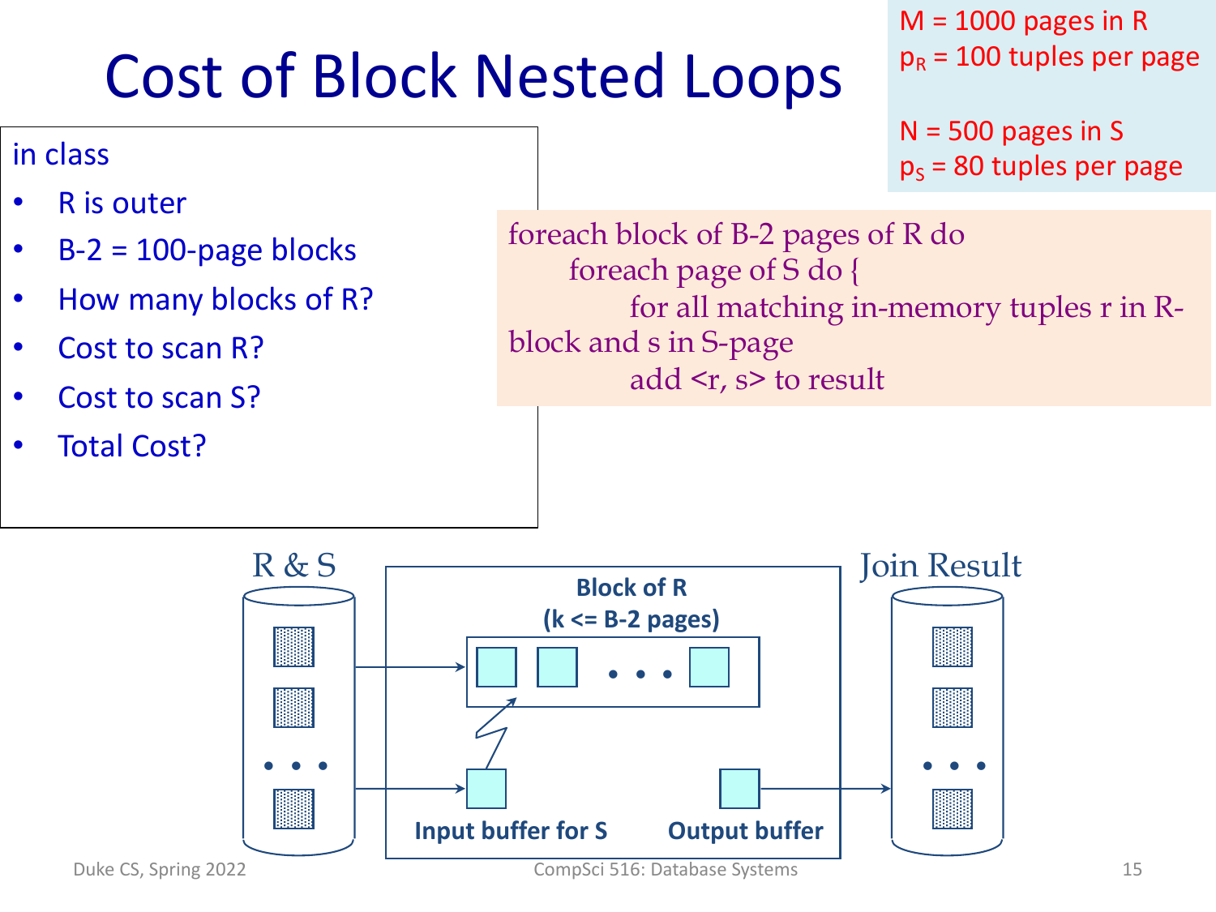# Cost of Block Nested Loops

M = 1000 pages in R

$p_R$ = 100 tuples per page

N = 500 pages in S

$p_S$ = 80 tuples per page

in class

- R is outer
- B-2 = 100-page blocks
- How many blocks of R?
- Cost to scan R?
- Cost to scan S?
- Total Cost?

```
foreach block of B-2 pages of R do
    foreach page of S do {
        for all matching in-memory tuples r in R-block and s in S-page
        add <r, s> to result
```

R & S

Block of R
(k <= B-2 pages)

Input buffer for S

Output buffer

Join Result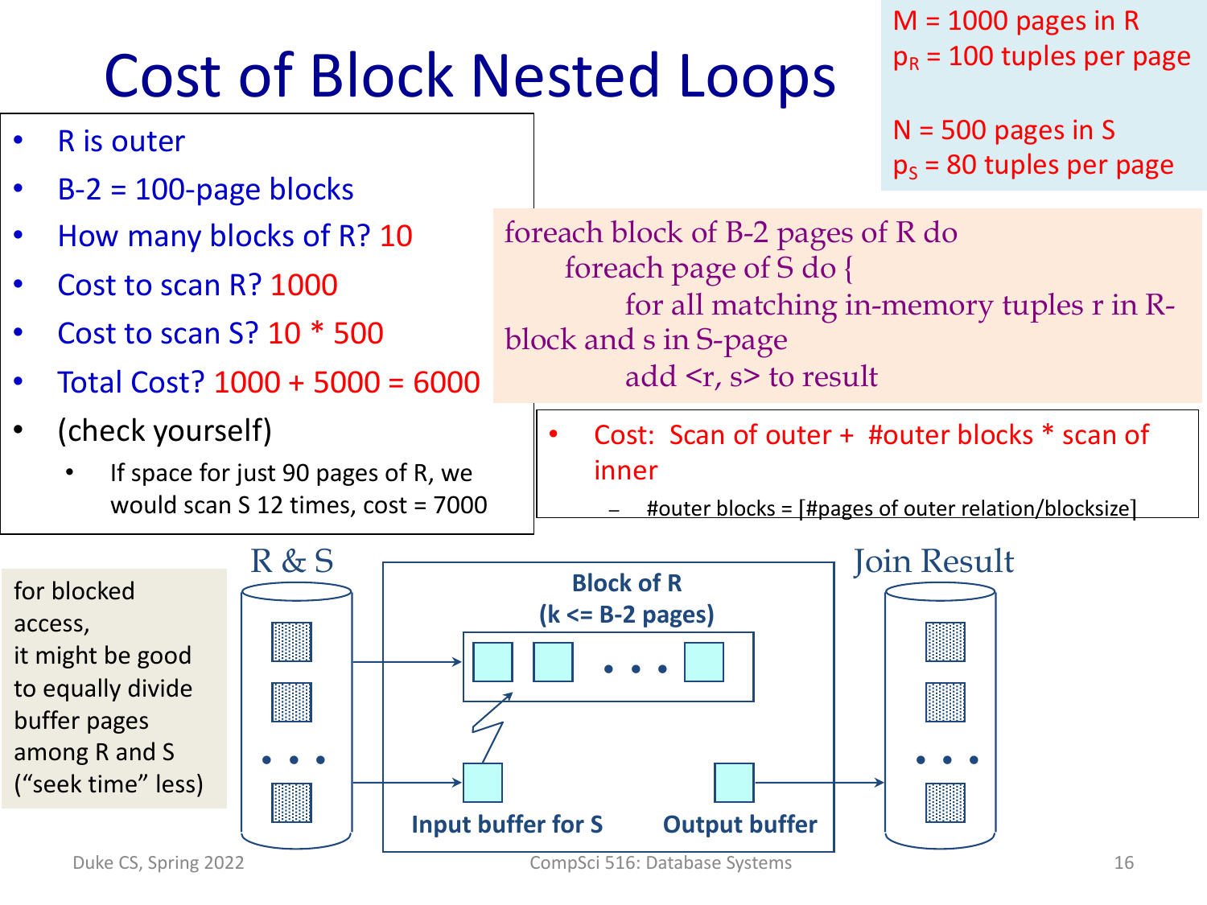# Cost of Block Nested Loops

M = 1000 pages in R
$p_R$ = 100 tuples per page

N = 500 pages in S
$p_S$ = 80 tuples per page

- R is outer
- B-2 = 100-page blocks
- How many blocks of R? 10
- Cost to scan R? 1000
- Cost to scan S? 10 * 500
- Total Cost? 1000 + 5000 = 6000
- (check yourself)
  - If space for just 90 pages of R, we would scan S 12 times, cost = 7000

```
foreach block of B-2 pages of R do
    foreach page of S do {
        for all matching in-memory tuples r in R-block and s in S-page
        add <r, s> to result
```

- Cost: Scan of outer + #outer blocks * scan of inner
  - #outer blocks = ⌈#pages of outer relation/blocksize⌉

for blocked access, it might be good to equally divide buffer pages among R and S ("seek time" less)

R & S

Block of R (k <= B-2 pages)

Input buffer for S

Output buffer

Join Result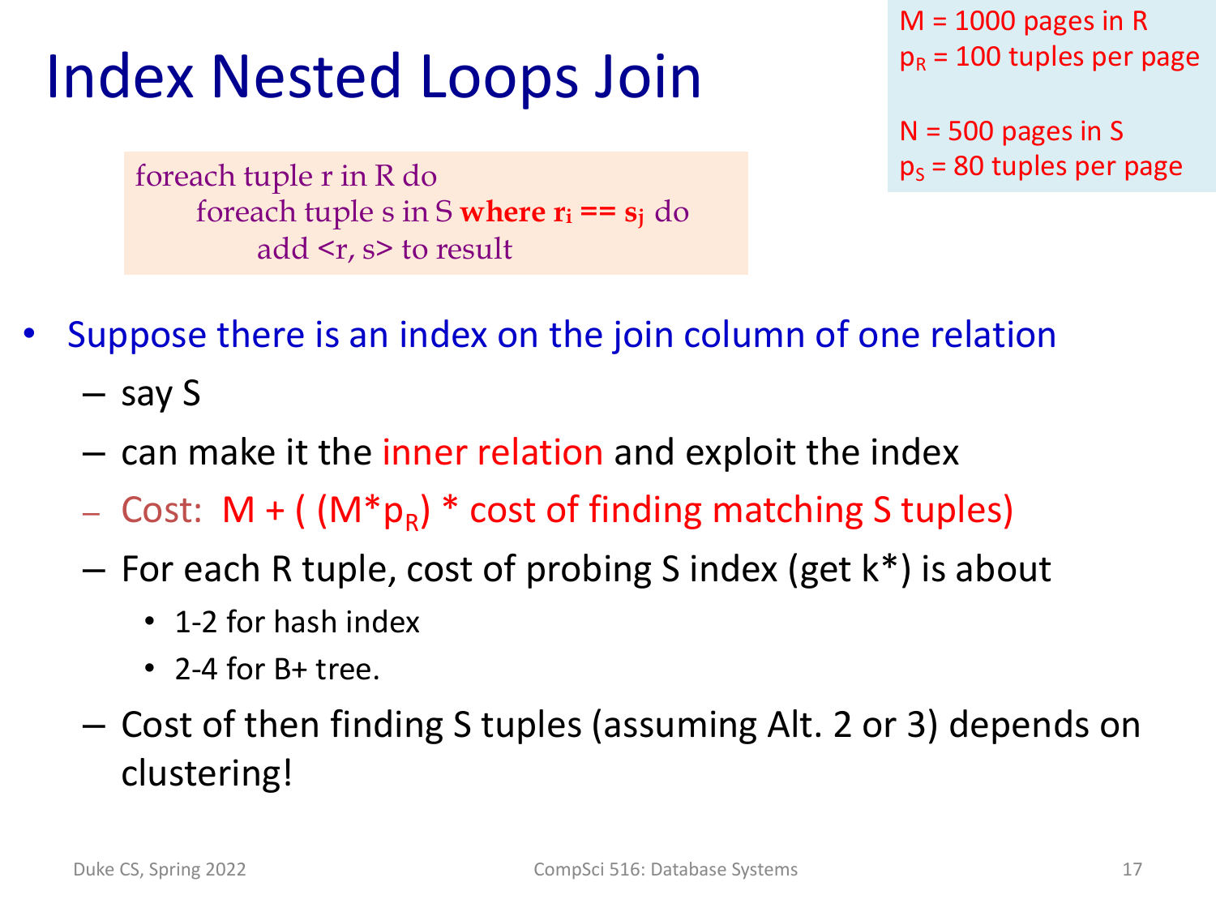# Index Nested Loops Join

M = 1000 pages in R
$p_R$ = 100 tuples per page

N = 500 pages in S
$p_S$ = 80 tuples per page

```
foreach tuple r in R do
    foreach tuple s in S where r_i == s_j do
        add <r, s> to result
```

- Suppose there is an index on the join column of one relation
  - say S
  - can make it the inner relation and exploit the index
  - Cost: $M + ((M*p_R) *$ cost of finding matching S tuples$)$
  - For each R tuple, cost of probing S index (get k*) is about
    - 1-2 for hash index
    - 2-4 for B+ tree.
  - Cost of then finding S tuples (assuming Alt. 2 or 3) depends on clustering!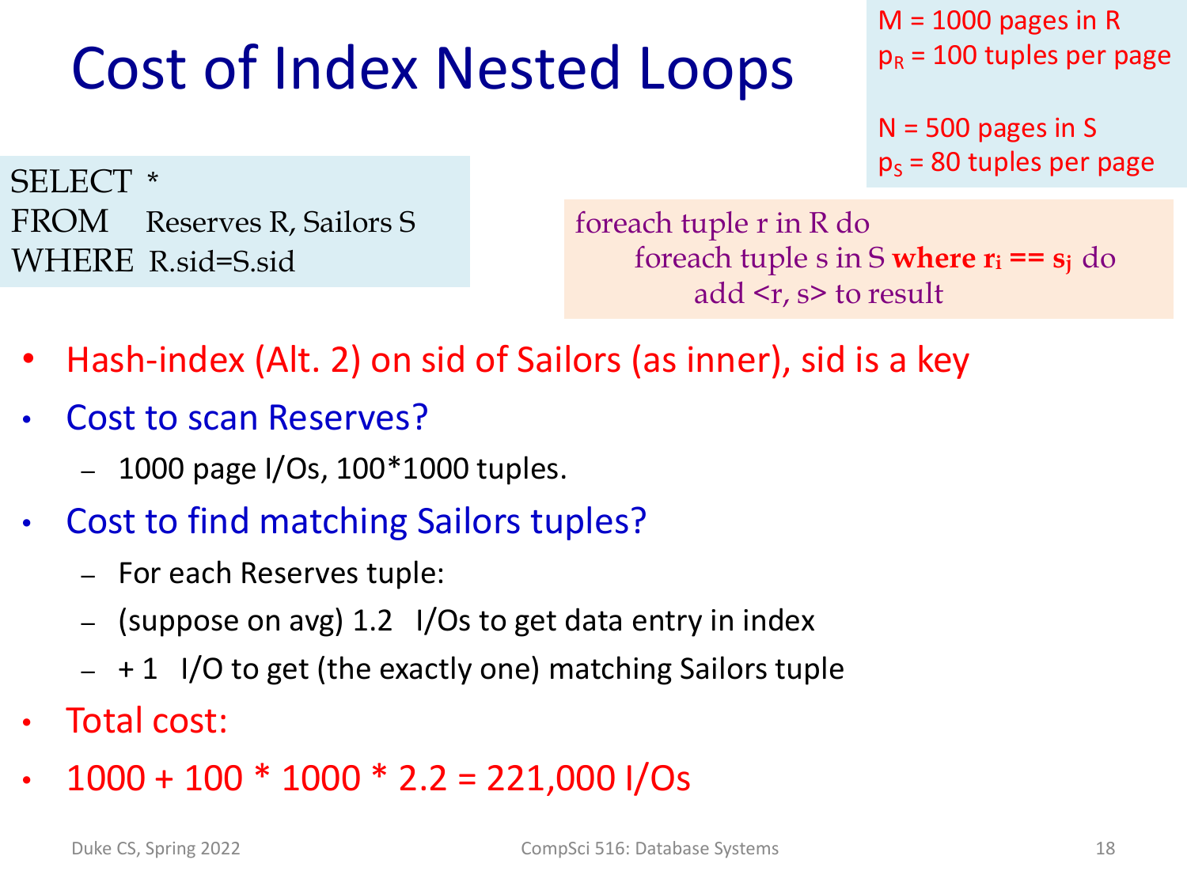# Cost of Index Nested Loops

M = 1000 pages in R
$p_R$ = 100 tuples per page

N = 500 pages in S
$p_S$ = 80 tuples per page

```
SELECT  *
FROM    Reserves R, Sailors S
WHERE   R.sid=S.sid
```

```
foreach tuple r in R do
    foreach tuple s in S where r_i == s_j do
        add <r, s> to result
```

- Hash-index (Alt. 2) on sid of Sailors (as inner), sid is a key
- Cost to scan Reserves?
  - 1000 page I/Os, 100*1000 tuples.
- Cost to find matching Sailors tuples?
  - For each Reserves tuple:
  - (suppose on avg) 1.2 I/Os to get data entry in index
  - + 1 I/O to get (the exactly one) matching Sailors tuple
- Total cost:
- 1000 + 100 * 1000 * 2.2 = 221,000 I/Os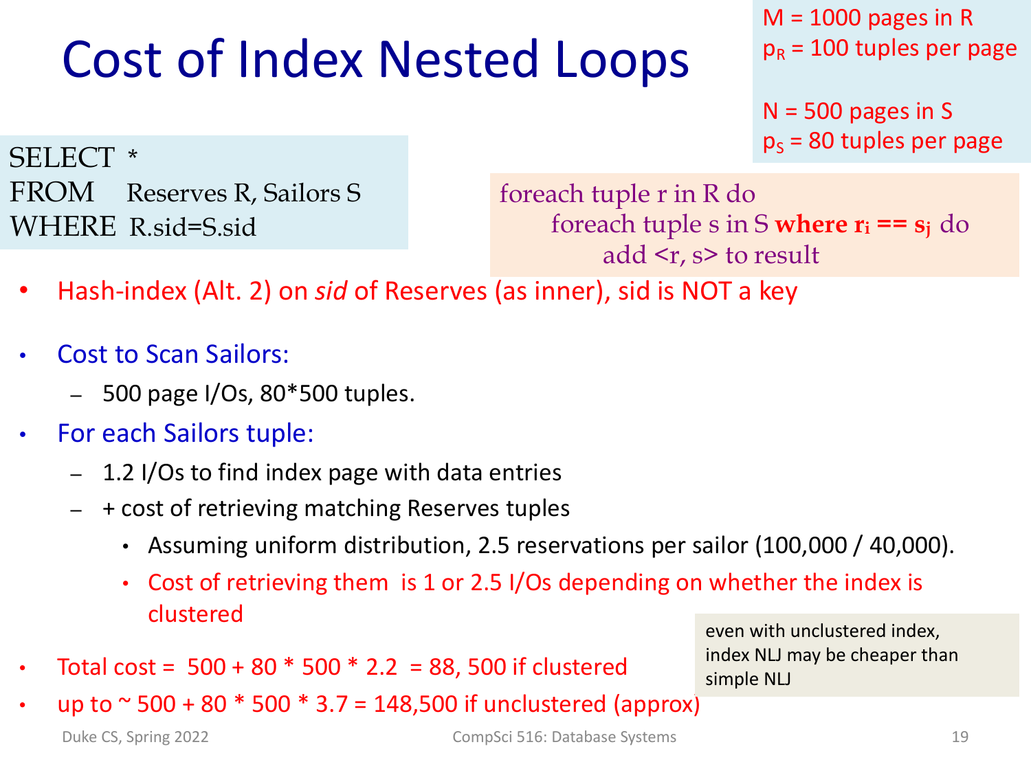# Cost of Index Nested Loops

M = 1000 pages in R
$p_R$ = 100 tuples per page

N = 500 pages in S
$p_S$ = 80 tuples per page

```
SELECT  *
FROM    Reserves R, Sailors S
WHERE   R.sid=S.sid
```

```
foreach tuple r in R do
    foreach tuple s in S where r_i == s_j do
        add <r, s> to result
```

- Hash-index (Alt. 2) on *sid* of Reserves (as inner), sid is NOT a key
- Cost to Scan Sailors:
  - 500 page I/Os, 80*500 tuples.
- For each Sailors tuple:
  - 1.2 I/Os to find index page with data entries
  - + cost of retrieving matching Reserves tuples
    - Assuming uniform distribution, 2.5 reservations per sailor (100,000 / 40,000).
    - Cost of retrieving them is 1 or 2.5 I/Os depending on whether the index is clustered
- Total cost = 500 + 80 * 500 * 2.2 = 88, 500 if clustered
- up to ~ 500 + 80 * 500 * 3.7 = 148,500 if unclustered (approx)

even with unclustered index, index NLJ may be cheaper than simple NLJ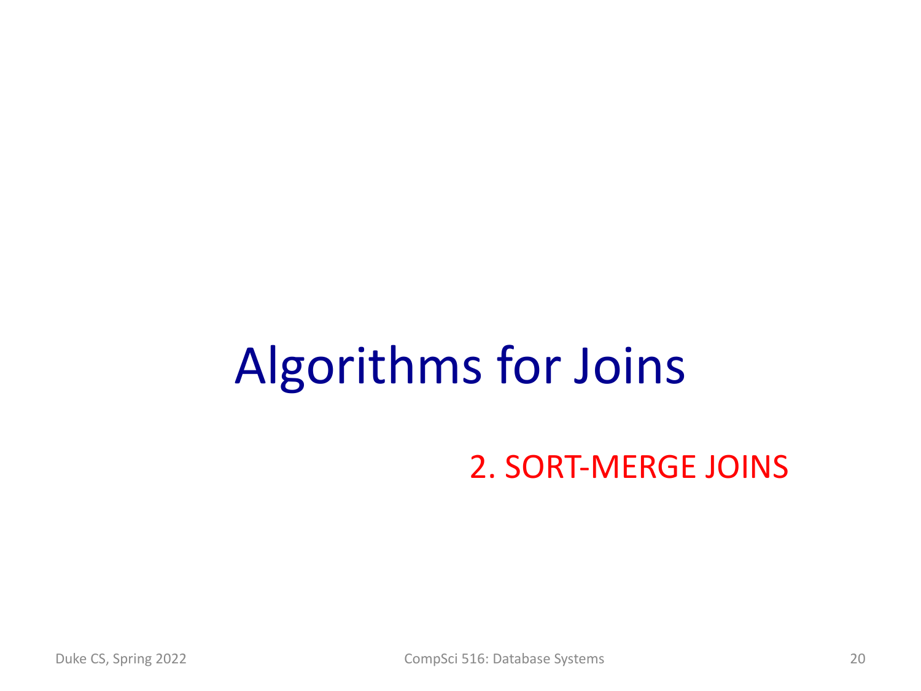# Algorithms for Joins

## 2. SORT-MERGE JOINS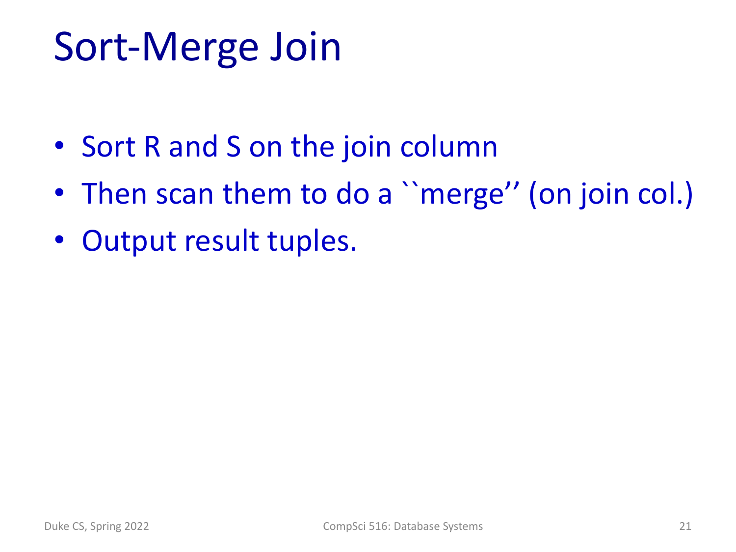# Sort-Merge Join

- Sort R and S on the join column
- Then scan them to do a ``merge'' (on join col.)
- Output result tuples.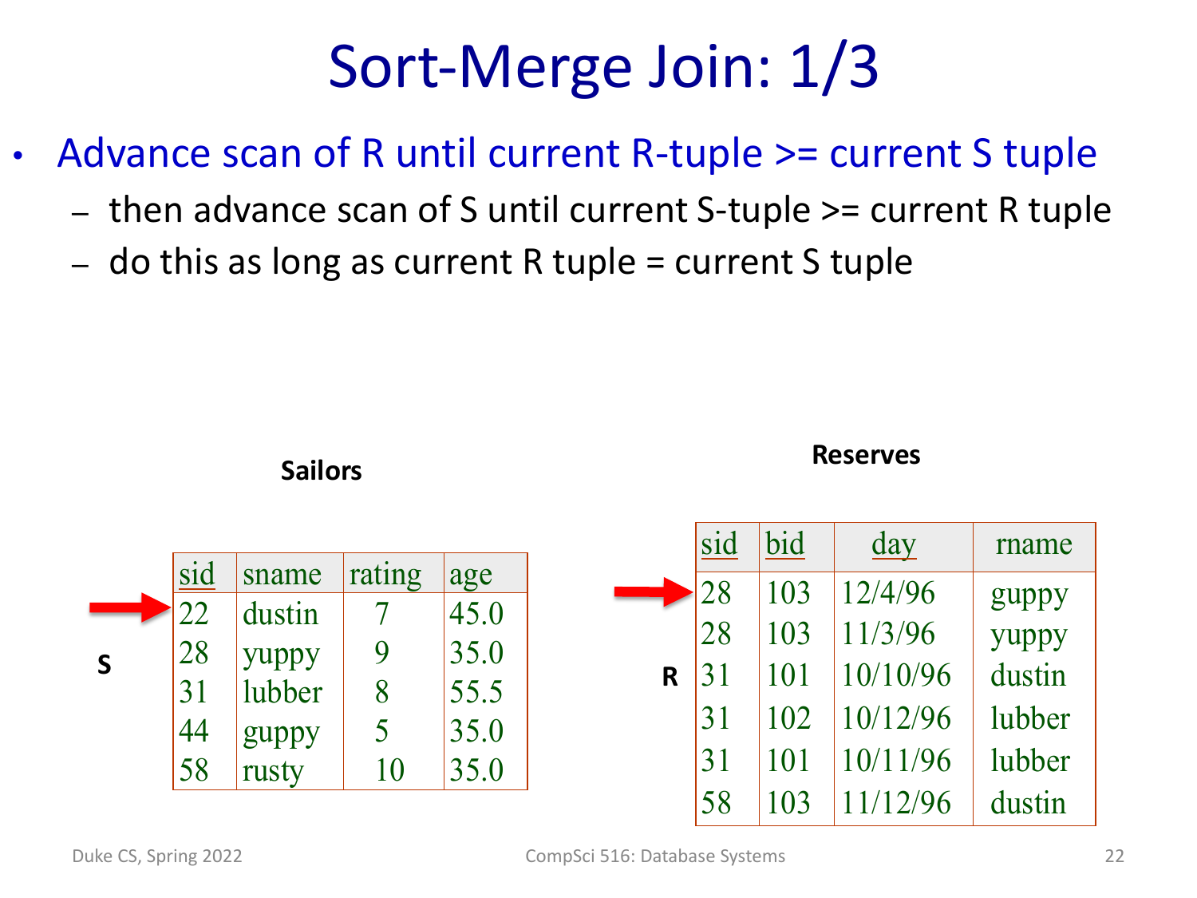# Sort-Merge Join: 1/3

- Advance scan of R until current R-tuple >= current S tuple
  - then advance scan of S until current S-tuple >= current R tuple
  - do this as long as current R tuple = current S tuple

**Sailors**

**S**

| sid | sname | rating | age |
|---|---|---|---|
| 22 | dustin | 7 | 45.0 |
| 28 | yuppy | 9 | 35.0 |
| 31 | lubber | 8 | 55.5 |
| 44 | guppy | 5 | 35.0 |
| 58 | rusty | 10 | 35.0 |

**Reserves**

**R**

| sid | bid | day | rname |
|---|---|---|---|
| 28 | 103 | 12/4/96 | guppy |
| 28 | 103 | 11/3/96 | yuppy |
| 31 | 101 | 10/10/96 | dustin |
| 31 | 102 | 10/12/96 | lubber |
| 31 | 101 | 10/11/96 | lubber |
| 58 | 103 | 11/12/96 | dustin |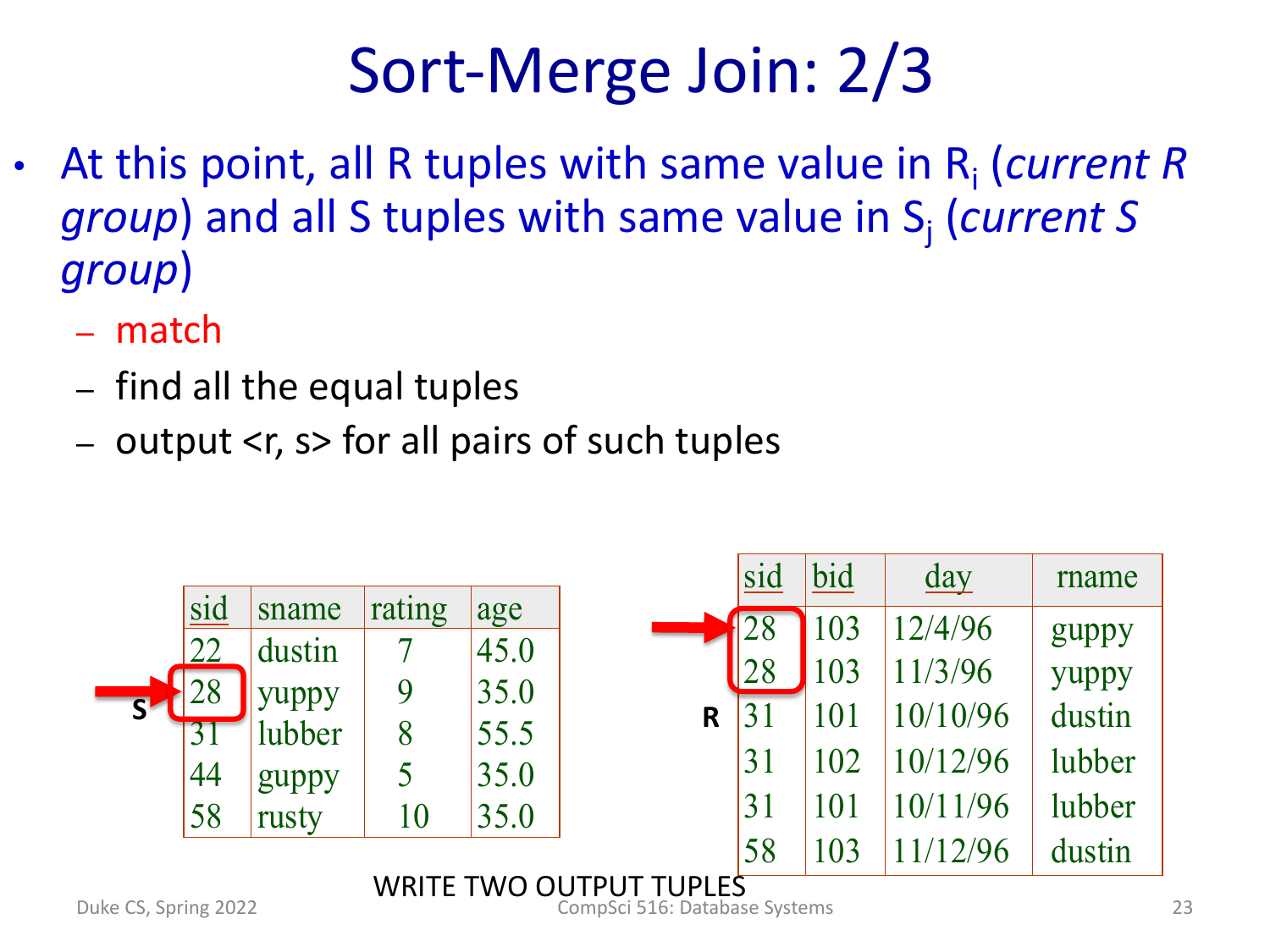# Sort-Merge Join: 2/3

- At this point, all R tuples with same value in $R_i$ (*current R group*) and all S tuples with same value in $S_j$ (*current S group*)
  - match
  - find all the equal tuples
  - output <r, s> for all pairs of such tuples

**S**

| sid | sname | rating | age |
|---|---|---|---|
| 22 | dustin | 7 | 45.0 |
| 28 | yuppy | 9 | 35.0 |
| 31 | lubber | 8 | 55.5 |
| 44 | guppy | 5 | 35.0 |
| 58 | rusty | 10 | 35.0 |

**R**

| sid | bid | day | rname |
|---|---|---|---|
| 28 | 103 | 12/4/96 | guppy |
| 28 | 103 | 11/3/96 | yuppy |
| 31 | 101 | 10/10/96 | dustin |
| 31 | 102 | 10/12/96 | lubber |
| 31 | 101 | 10/11/96 | lubber |
| 58 | 103 | 11/12/96 | dustin |

WRITE TWO OUTPUT TUPLES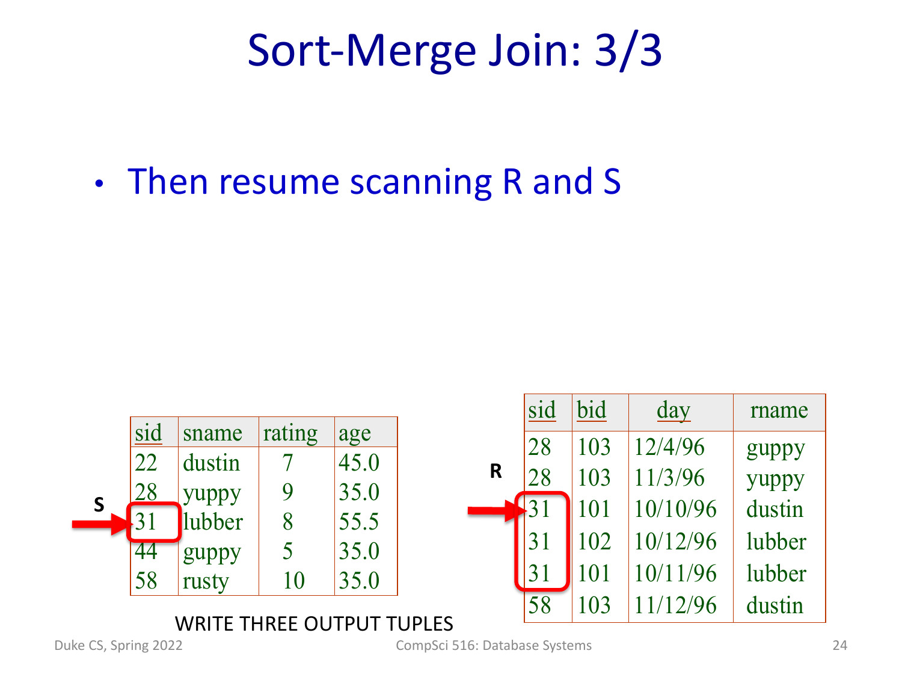# Sort-Merge Join: 3/3

- Then resume scanning R and S

**S**

| sid | sname | rating | age |
|---|---|---|---|
| 22 | dustin | 7 | 45.0 |
| 28 | yuppy | 9 | 35.0 |
| 31 | lubber | 8 | 55.5 |
| 44 | guppy | 5 | 35.0 |
| 58 | rusty | 10 | 35.0 |

**R**

| sid | bid | day | rname |
|---|---|---|---|
| 28 | 103 | 12/4/96 | guppy |
| 28 | 103 | 11/3/96 | yuppy |
| 31 | 101 | 10/10/96 | dustin |
| 31 | 102 | 10/12/96 | lubber |
| 31 | 101 | 10/11/96 | lubber |
| 58 | 103 | 11/12/96 | dustin |

WRITE THREE OUTPUT TUPLES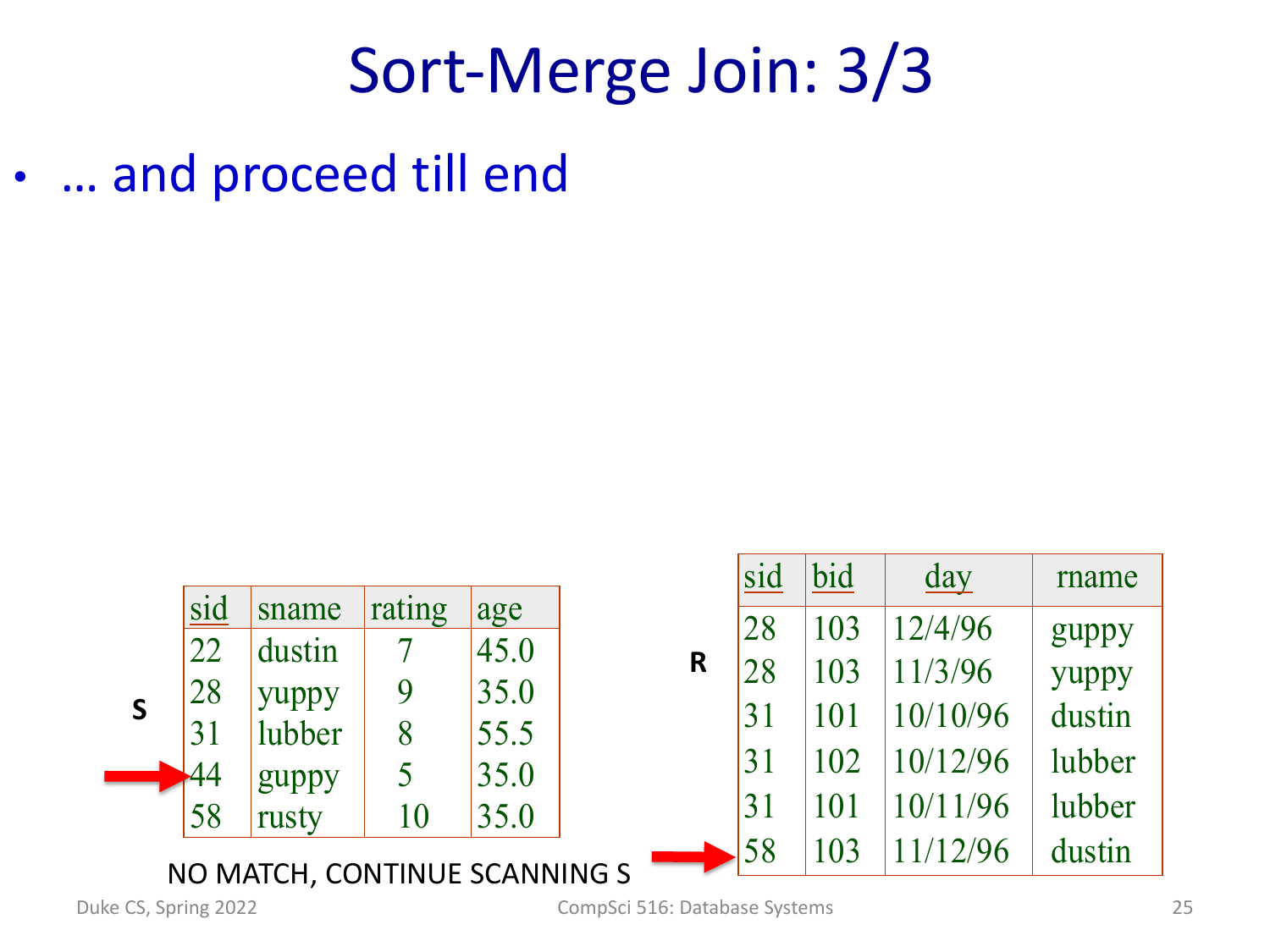# Sort-Merge Join: 3/3

- … and proceed till end

**S**

| sid | sname | rating | age |
|---|---|---|---|
| 22 | dustin | 7 | 45.0 |
| 28 | yuppy | 9 | 35.0 |
| 31 | lubber | 8 | 55.5 |
| 44 | guppy | 5 | 35.0 |
| 58 | rusty | 10 | 35.0 |

**R**

| sid | bid | day | rname |
|---|---|---|---|
| 28 | 103 | 12/4/96 | guppy |
| 28 | 103 | 11/3/96 | yuppy |
| 31 | 101 | 10/10/96 | dustin |
| 31 | 102 | 10/12/96 | lubber |
| 31 | 101 | 10/11/96 | lubber |
| 58 | 103 | 11/12/96 | dustin |

NO MATCH, CONTINUE SCANNING S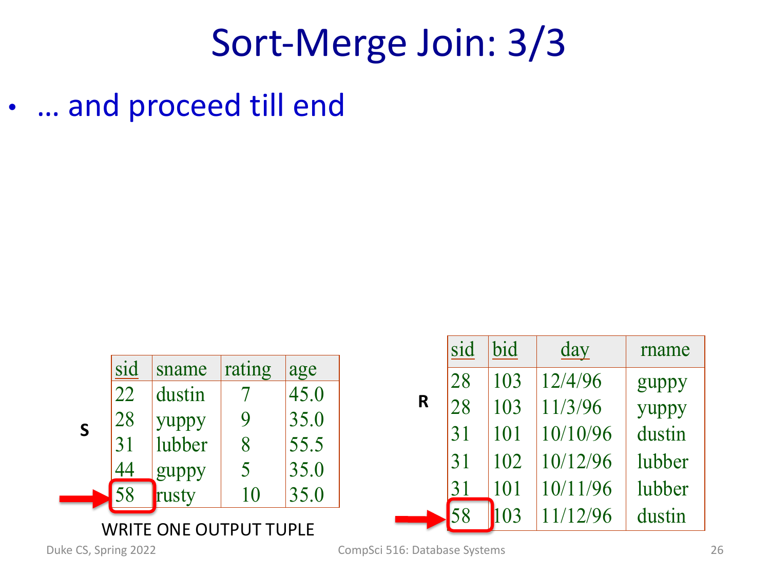# Sort-Merge Join: 3/3

- … and proceed till end

**S**

| sid | sname | rating | age |
|---|---|---|---|
| 22 | dustin | 7 | 45.0 |
| 28 | yuppy | 9 | 35.0 |
| 31 | lubber | 8 | 55.5 |
| 44 | guppy | 5 | 35.0 |
| 58 | rusty | 10 | 35.0 |

WRITE ONE OUTPUT TUPLE

**R**

| sid | bid | day | rname |
|---|---|---|---|
| 28 | 103 | 12/4/96 | guppy |
| 28 | 103 | 11/3/96 | yuppy |
| 31 | 101 | 10/10/96 | dustin |
| 31 | 102 | 10/12/96 | lubber |
| 31 | 101 | 10/11/96 | lubber |
| 58 | 103 | 11/12/96 | dustin |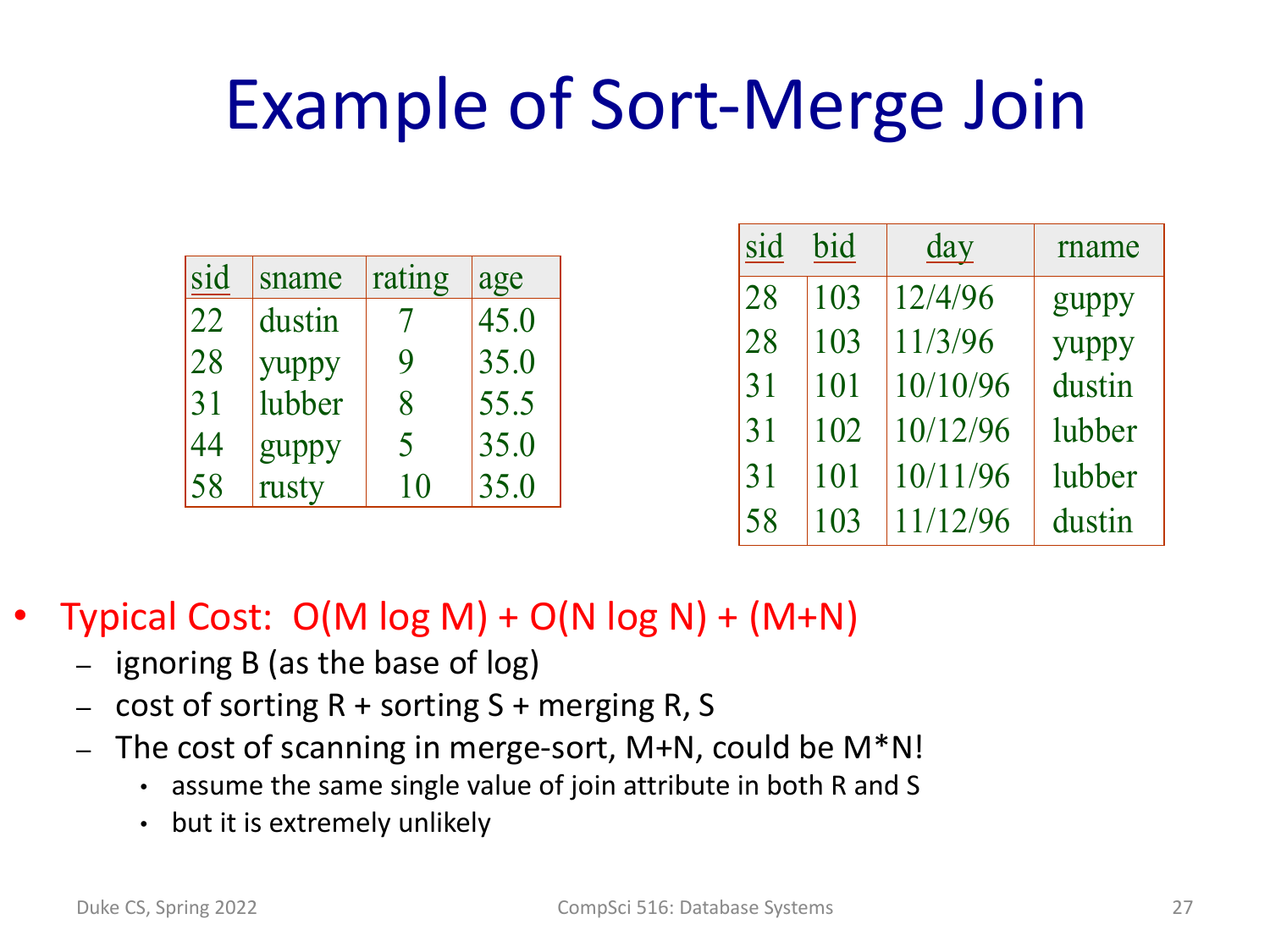# Example of Sort-Merge Join

| sid | sname | rating | age |
|---|---|---|---|
| 22 | dustin | 7 | 45.0 |
| 28 | yuppy | 9 | 35.0 |
| 31 | lubber | 8 | 55.5 |
| 44 | guppy | 5 | 35.0 |
| 58 | rusty | 10 | 35.0 |

| sid | bid | day | rname |
|---|---|---|---|
| 28 | 103 | 12/4/96 | guppy |
| 28 | 103 | 11/3/96 | yuppy |
| 31 | 101 | 10/10/96 | dustin |
| 31 | 102 | 10/12/96 | lubber |
| 31 | 101 | 10/11/96 | lubber |
| 58 | 103 | 11/12/96 | dustin |

- Typical Cost: O(M log M) + O(N log N) + (M+N)
  - ignoring B (as the base of log)
  - cost of sorting R + sorting S + merging R, S
  - The cost of scanning in merge-sort, M+N, could be M*N!
    - assume the same single value of join attribute in both R and S
    - but it is extremely unlikely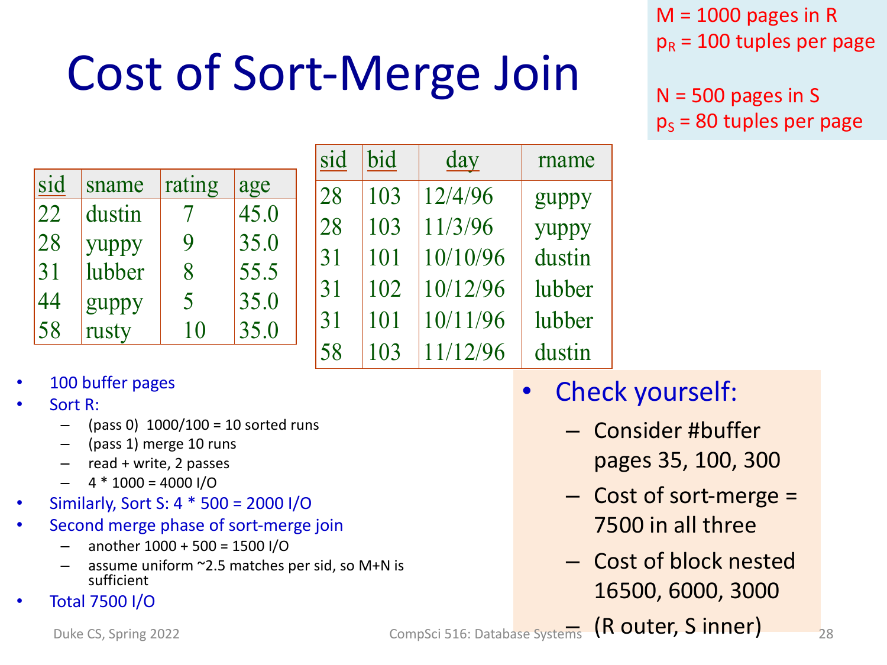# Cost of Sort-Merge Join

M = 1000 pages in R
$p_R$ = 100 tuples per page

N = 500 pages in S
$p_S$ = 80 tuples per page

| sid | sname | rating | age |
|---|---|---|---|
| 22 | dustin | 7 | 45.0 |
| 28 | yuppy | 9 | 35.0 |
| 31 | lubber | 8 | 55.5 |
| 44 | guppy | 5 | 35.0 |
| 58 | rusty | 10 | 35.0 |

| sid | bid | day | rname |
|---|---|---|---|
| 28 | 103 | 12/4/96 | guppy |
| 28 | 103 | 11/3/96 | yuppy |
| 31 | 101 | 10/10/96 | dustin |
| 31 | 102 | 10/12/96 | lubber |
| 31 | 101 | 10/11/96 | lubber |
| 58 | 103 | 11/12/96 | dustin |

- 100 buffer pages
- Sort R:
  - (pass 0) 1000/100 = 10 sorted runs
  - (pass 1) merge 10 runs
  - read + write, 2 passes
  - 4 * 1000 = 4000 I/O
- Similarly, Sort S: 4 * 500 = 2000 I/O
- Second merge phase of sort-merge join
  - another 1000 + 500 = 1500 I/O
  - assume uniform ~2.5 matches per sid, so M+N is sufficient
- Total 7500 I/O

- Check yourself:
  - Consider #buffer pages 35, 100, 300
  - Cost of sort-merge = 7500 in all three
  - Cost of block nested 16500, 6000, 3000
  - (R outer, S inner)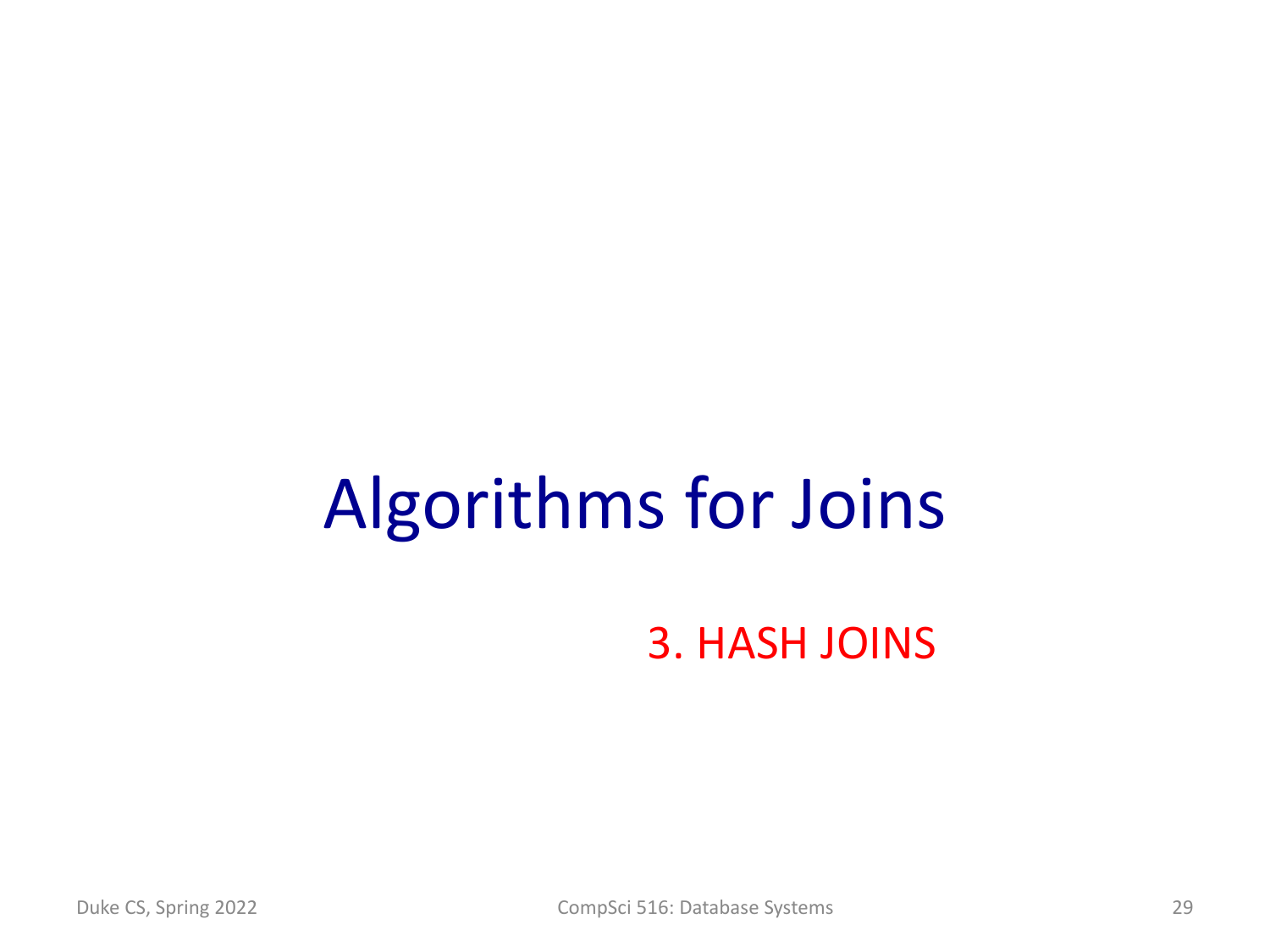# Algorithms for Joins

## 3. HASH JOINS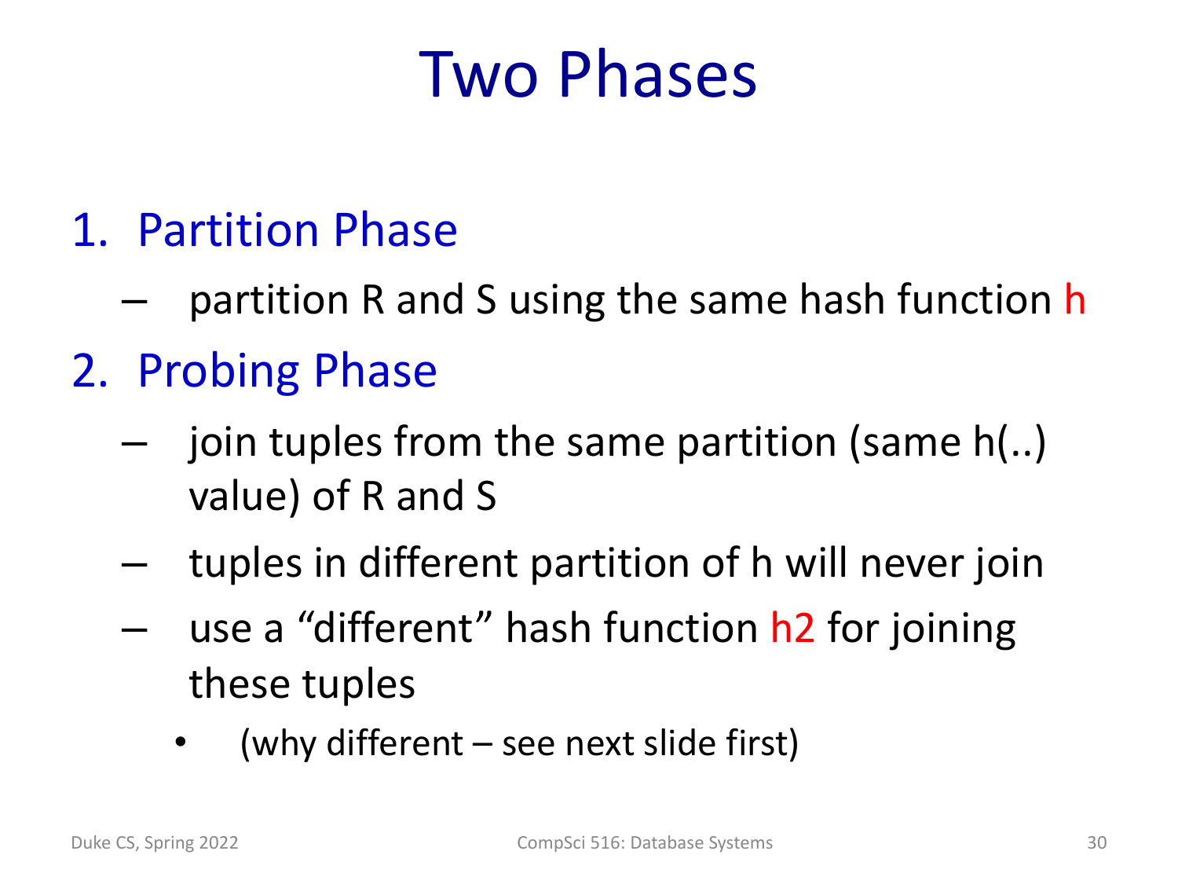# Two Phases

1. Partition Phase
   - partition R and S using the same hash function h
2. Probing Phase
   - join tuples from the same partition (same h(..) value) of R and S
   - tuples in different partition of h will never join
   - use a "different" hash function h2 for joining these tuples
     - (why different – see next slide first)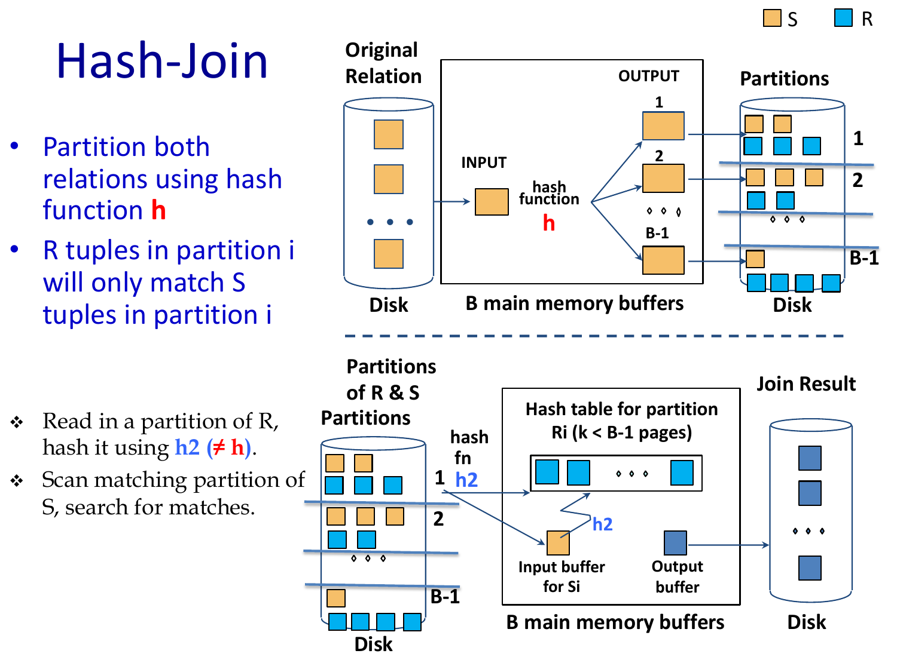# Hash-Join

- Partition both relations using hash function **h**
- R tuples in partition i will only match S tuples in partition i

Original Relation

INPUT

hash function **h**

OUTPUT

1

2

B-1

Partitions

1

2

B-1

Disk

B main memory buffers

Disk

S R

---

- Read in a partition of R, hash it using h2 (≠ h).
- Scan matching partition of S, search for matches.

Partitions of R & S

Partitions

1

2

B-1

Disk

hash fn h2

Hash table for partition Ri (k < B-1 pages)

h2

Input buffer for Si

Output buffer

B main memory buffers

Join Result

Disk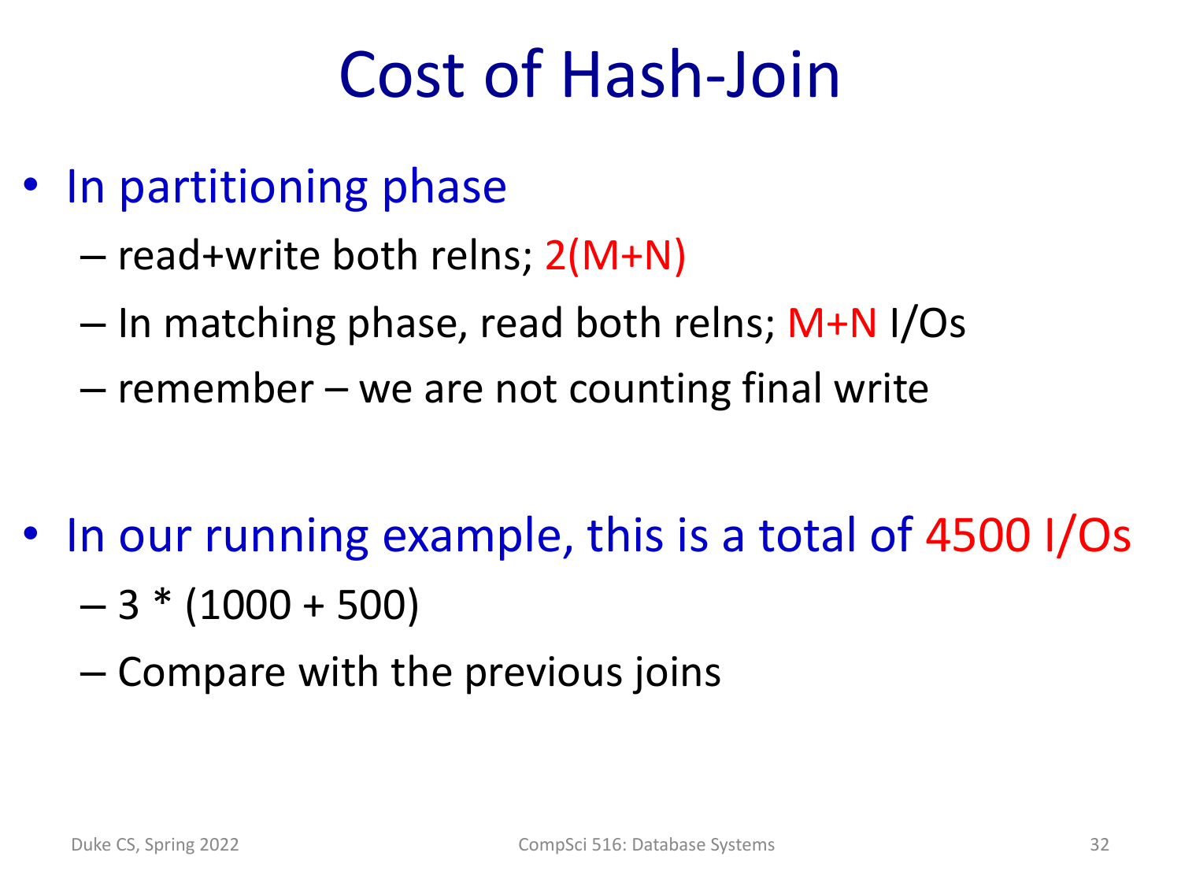# Cost of Hash-Join

- In partitioning phase
  - read+write both relns; 2(M+N)
  - In matching phase, read both relns; M+N I/Os
  - remember – we are not counting final write

- In our running example, this is a total of 4500 I/Os
  - 3 * (1000 + 500)
  - Compare with the previous joins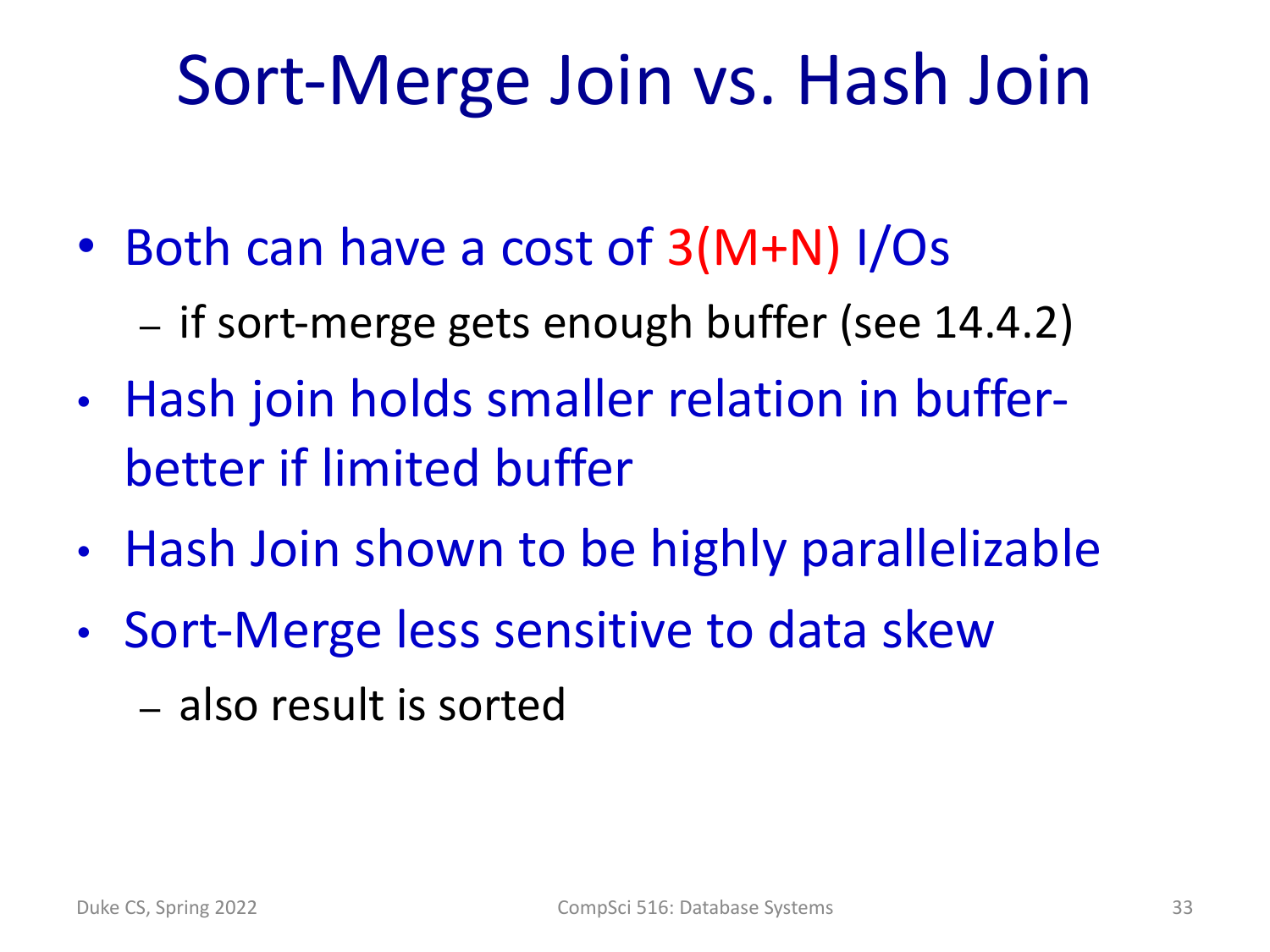# Sort-Merge Join vs. Hash Join

- Both can have a cost of 3(M+N) I/Os
  - if sort-merge gets enough buffer (see 14.4.2)
- Hash join holds smaller relation in buffer- better if limited buffer
- Hash Join shown to be highly parallelizable
- Sort-Merge less sensitive to data skew
  - also result is sorted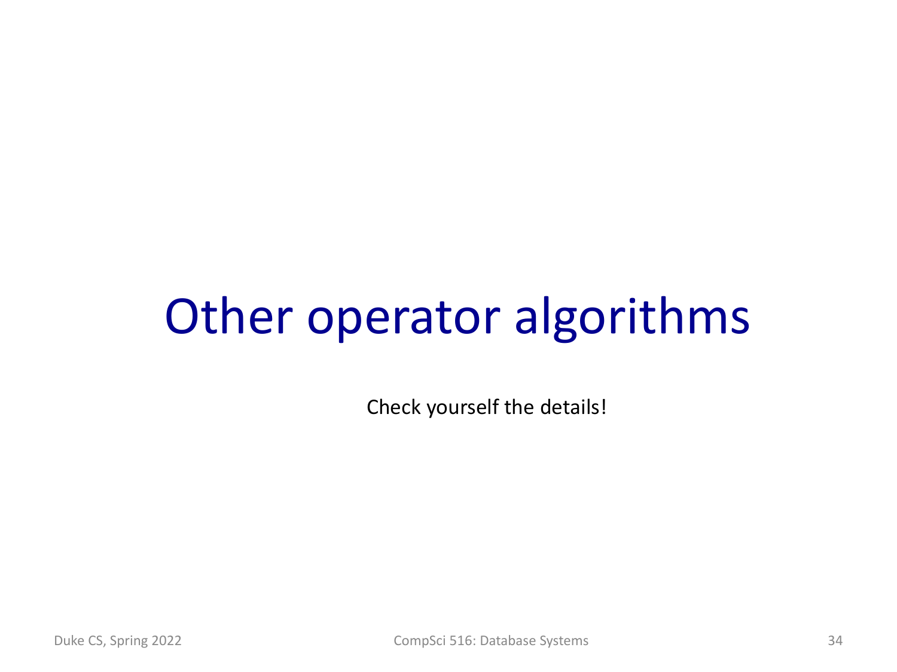# Other operator algorithms

Check yourself the details!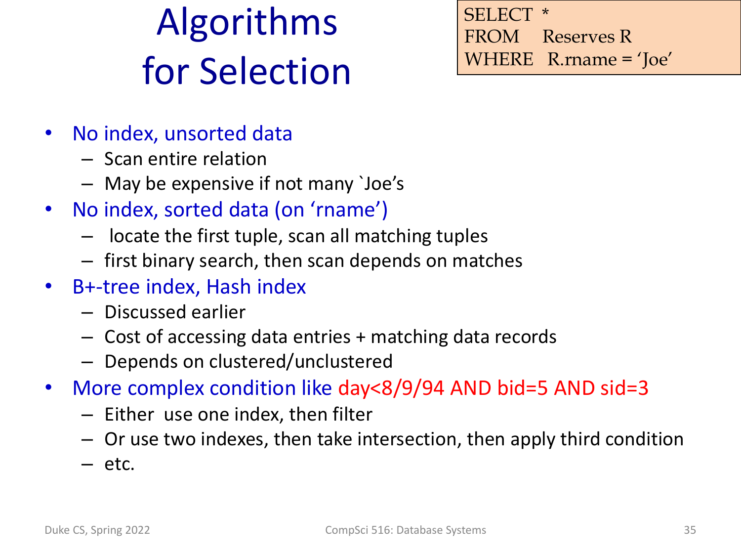# Algorithms for Selection

```
SELECT  *
FROM    Reserves R
WHERE   R.rname = 'Joe'
```

- No index, unsorted data
  - Scan entire relation
  - May be expensive if not many `Joe's
- No index, sorted data (on 'rname')
  - locate the first tuple, scan all matching tuples
  - first binary search, then scan depends on matches
- B+-tree index, Hash index
  - Discussed earlier
  - Cost of accessing data entries + matching data records
  - Depends on clustered/unclustered
- More complex condition like day<8/9/94 AND bid=5 AND sid=3
  - Either use one index, then filter
  - Or use two indexes, then take intersection, then apply third condition
  - etc.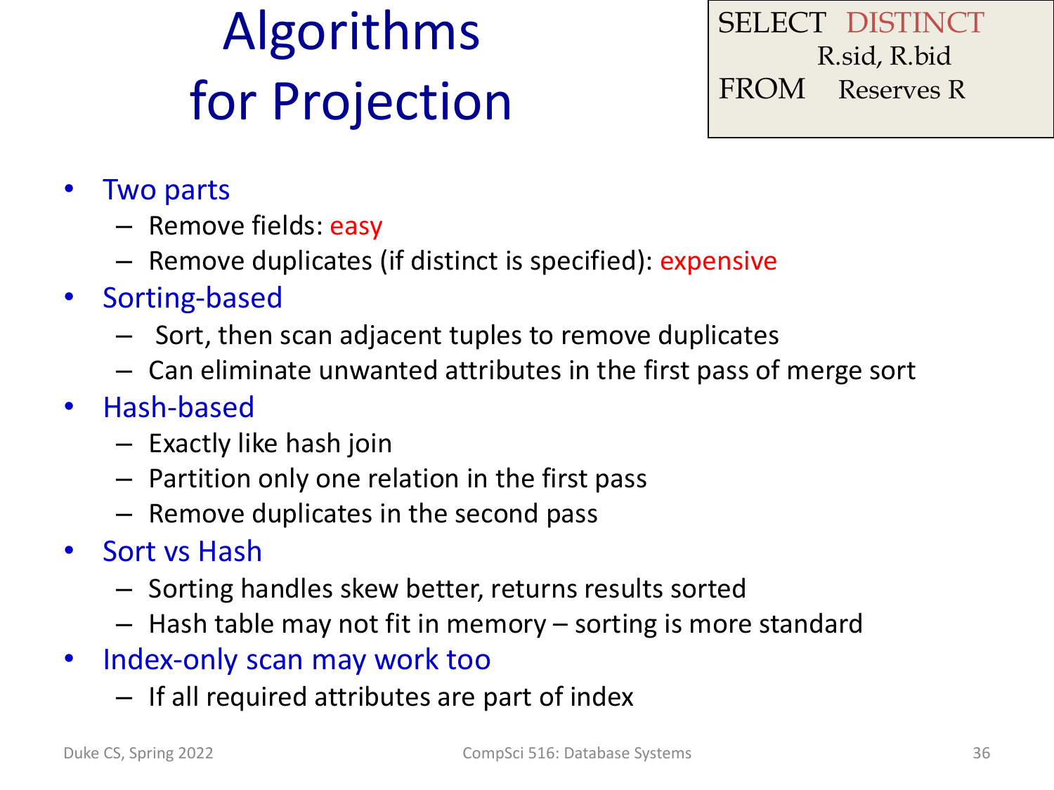# Algorithms for Projection

```
SELECT  DISTINCT
        R.sid, R.bid
FROM    Reserves R
```

- Two parts
  - Remove fields: easy
  - Remove duplicates (if distinct is specified): expensive
- Sorting-based
  - Sort, then scan adjacent tuples to remove duplicates
  - Can eliminate unwanted attributes in the first pass of merge sort
- Hash-based
  - Exactly like hash join
  - Partition only one relation in the first pass
  - Remove duplicates in the second pass
- Sort vs Hash
  - Sorting handles skew better, returns results sorted
  - Hash table may not fit in memory – sorting is more standard
- Index-only scan may work too
  - If all required attributes are part of index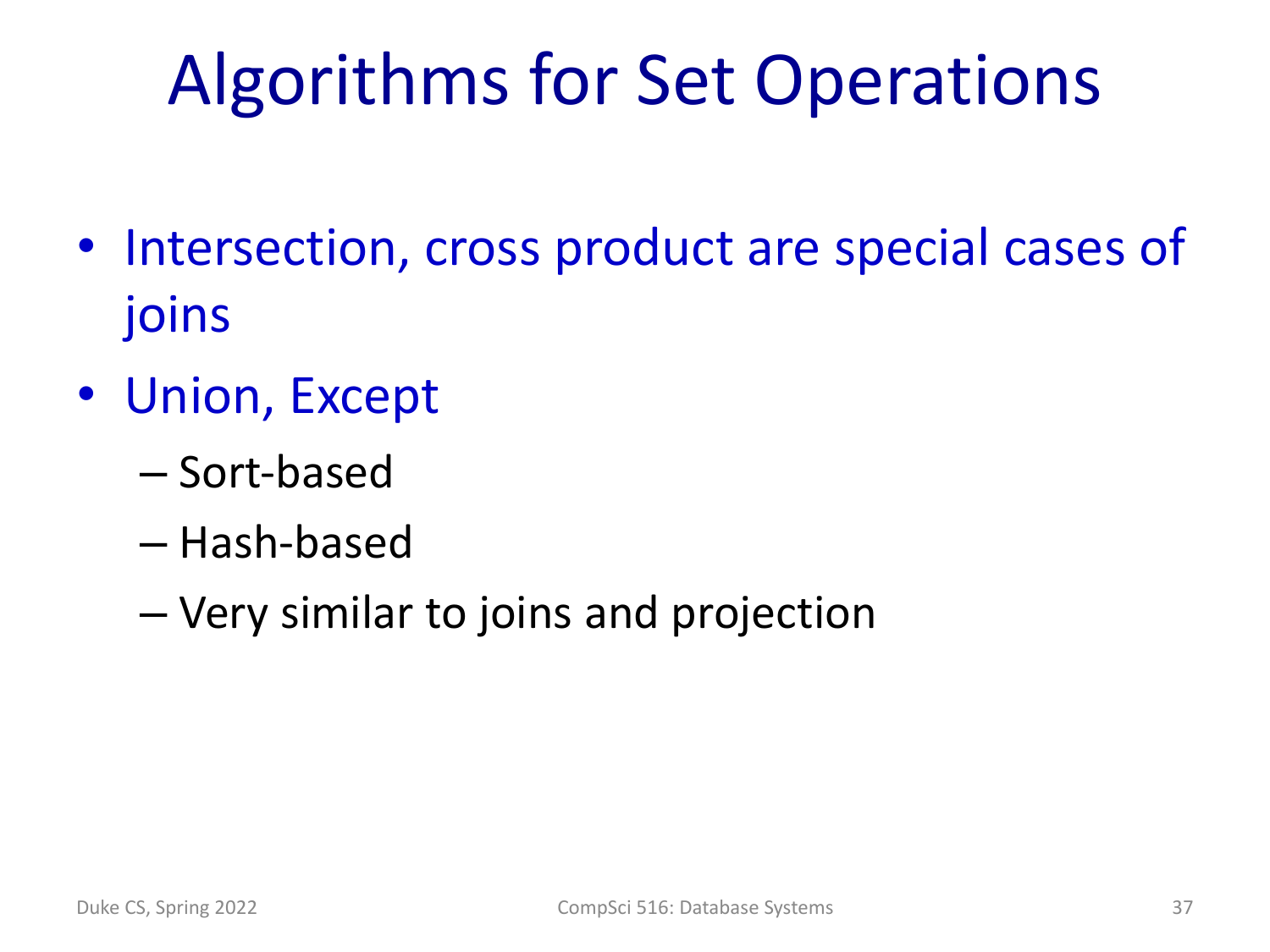# Algorithms for Set Operations

- Intersection, cross product are special cases of joins
- Union, Except
  - Sort-based
  - Hash-based
  - Very similar to joins and projection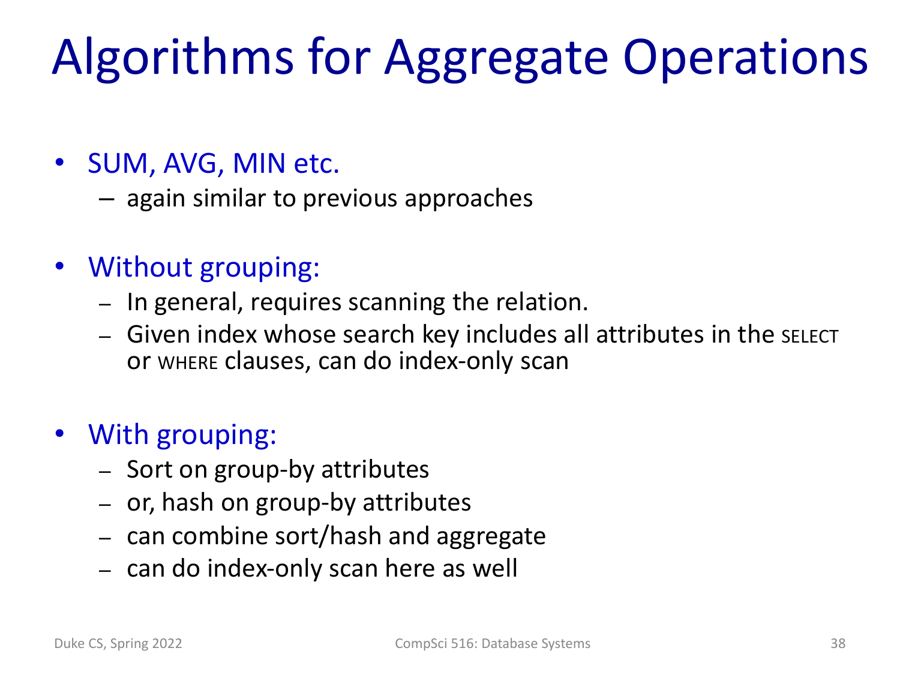# Algorithms for Aggregate Operations

- SUM, AVG, MIN etc.
  - again similar to previous approaches
- Without grouping:
  - In general, requires scanning the relation.
  - Given index whose search key includes all attributes in the SELECT or WHERE clauses, can do index-only scan
- With grouping:
  - Sort on group-by attributes
  - or, hash on group-by attributes
  - can combine sort/hash and aggregate
  - can do index-only scan here as well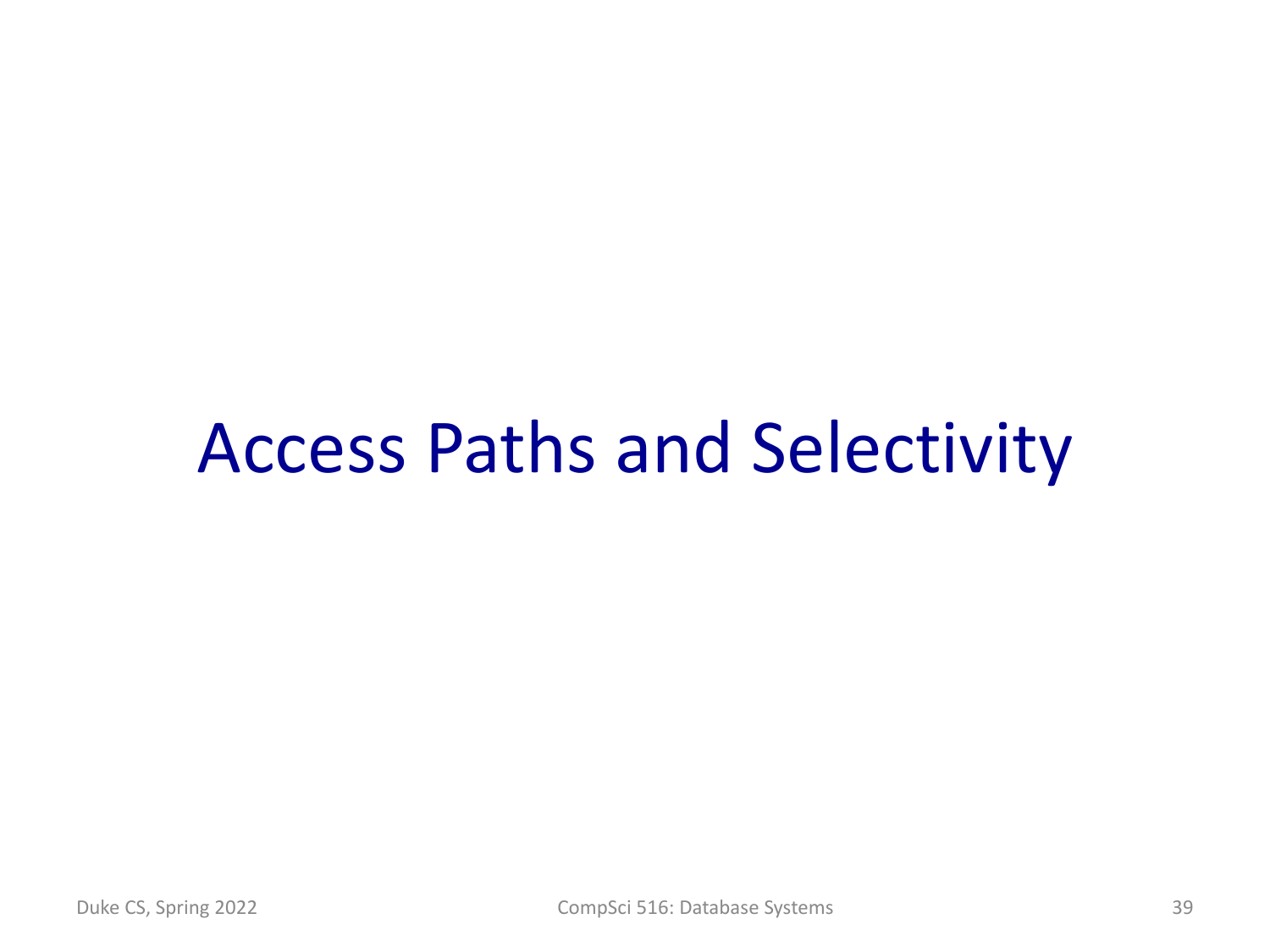# Access Paths and Selectivity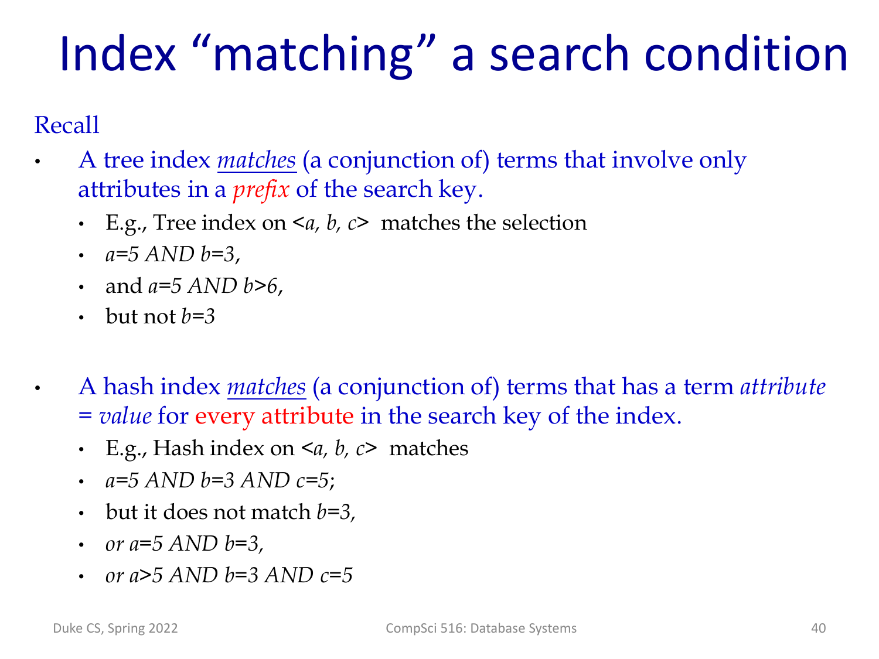# Index "matching" a search condition

Recall

- A tree index *matches* (a conjunction of) terms that involve only attributes in a *prefix* of the search key.
  - E.g., Tree index on <*a, b, c*> matches the selection
  - *a=5 AND b=3*,
  - and *a=5 AND b>6*,
  - but not *b=3*

- A hash index *matches* (a conjunction of) terms that has a term *attribute = value* for every attribute in the search key of the index.
  - E.g., Hash index on <*a, b, c*> matches
  - *a=5 AND b=3 AND c=5*;
  - but it does not match *b=3*,
  - *or a=5 AND b=3,*
  - *or a>5 AND b=3 AND c=5*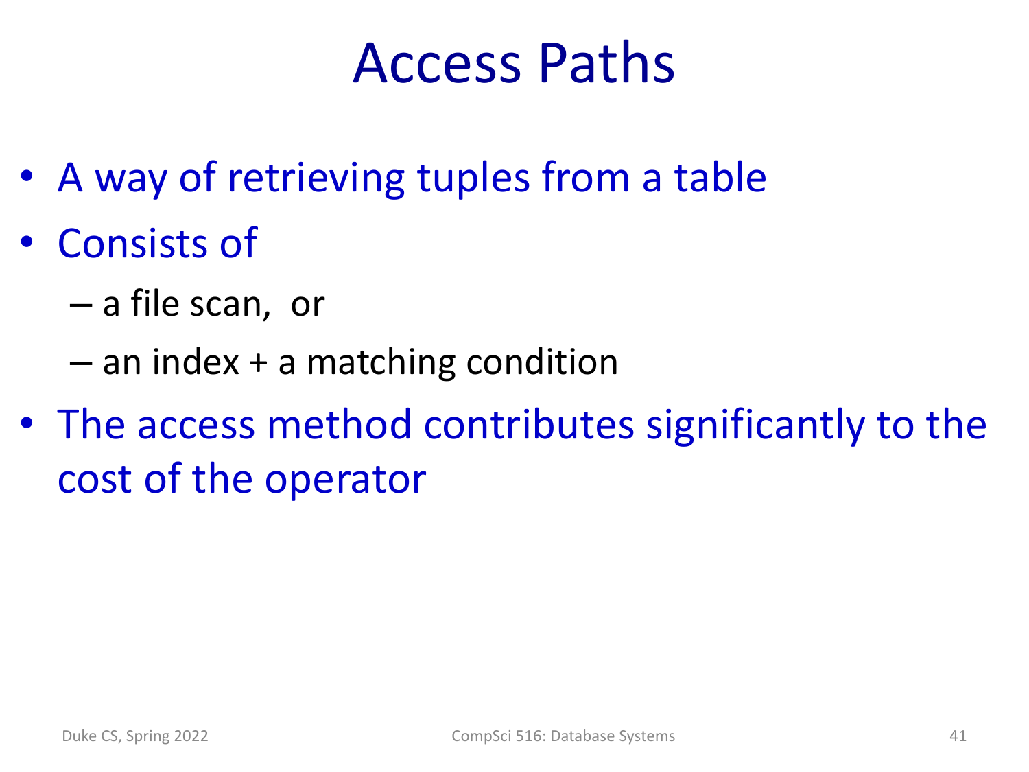# Access Paths

- A way of retrieving tuples from a table
- Consists of
  - a file scan, or
  - an index + a matching condition
- The access method contributes significantly to the cost of the operator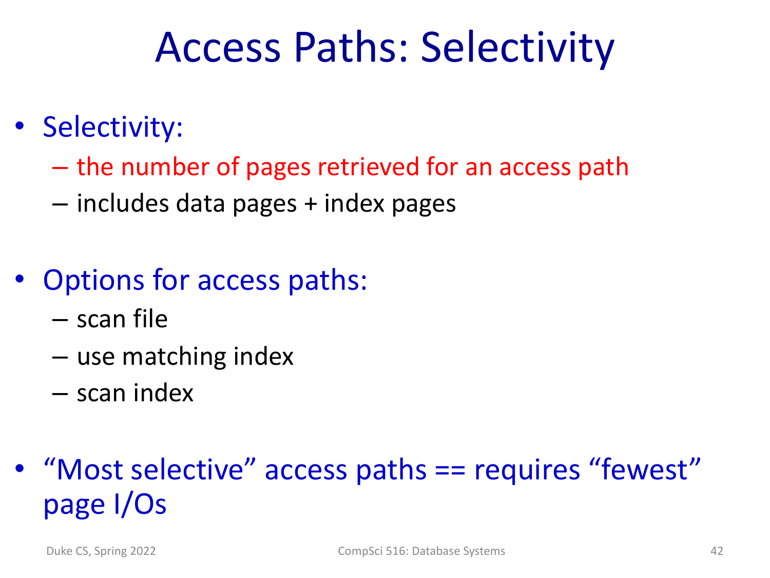# Access Paths: Selectivity

- Selectivity:
  - the number of pages retrieved for an access path
  - includes data pages + index pages

- Options for access paths:
  - scan file
  - use matching index
  - scan index

- "Most selective" access paths == requires "fewest" page I/Os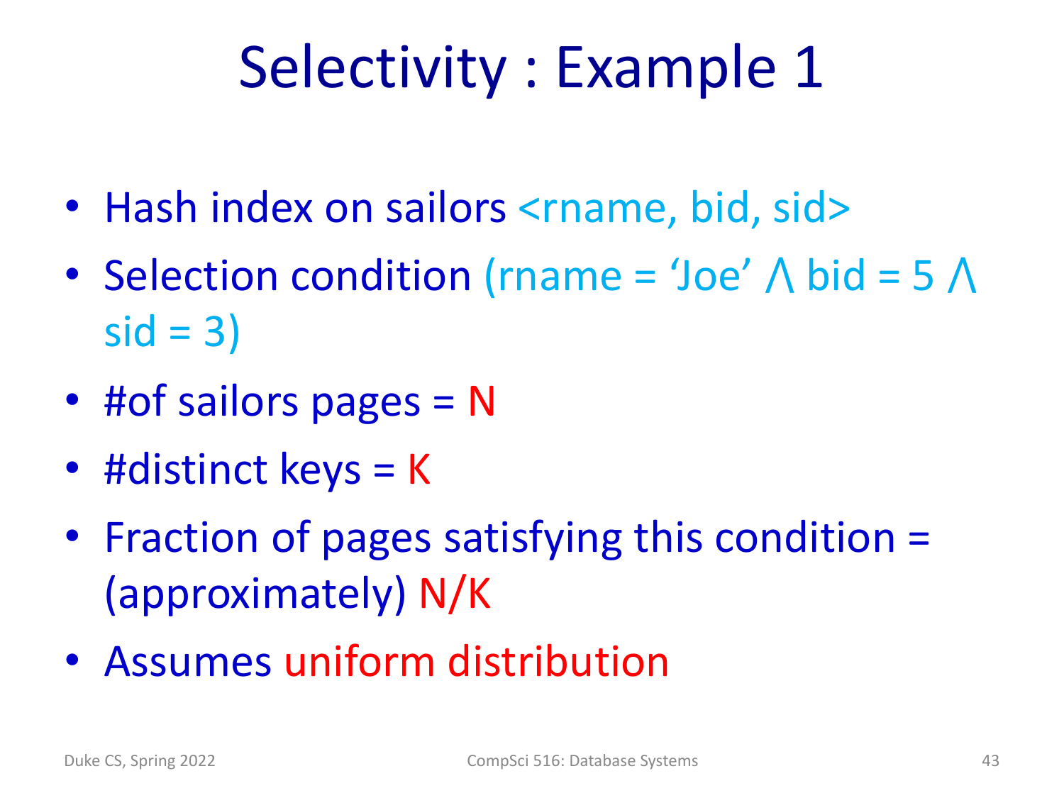# Selectivity : Example 1

- Hash index on sailors <rname, bid, sid>
- Selection condition (rname = ‘Joe’ Λ bid = 5 Λ sid = 3)
- #of sailors pages = N
- #distinct keys = K
- Fraction of pages satisfying this condition = (approximately) N/K
- Assumes uniform distribution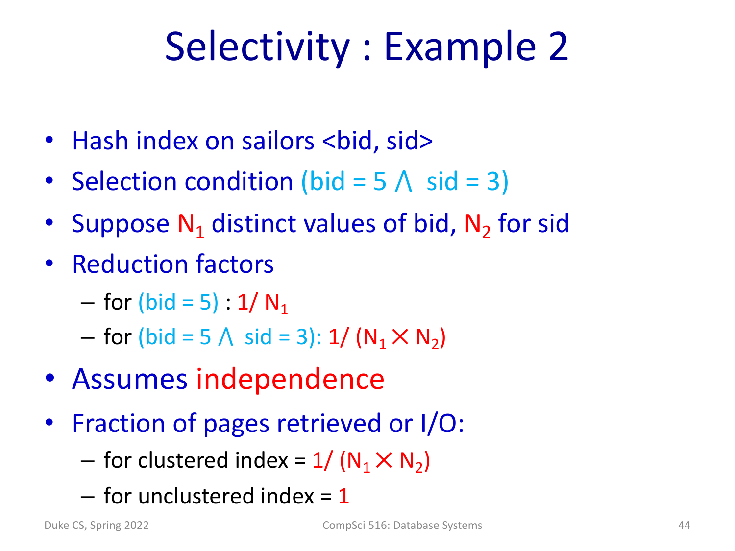# Selectivity : Example 2

- Hash index on sailors <bid, sid>
- Selection condition (bid = 5 ∧ sid = 3)
- Suppose $N_1$ distinct values of bid, $N_2$ for sid
- Reduction factors
  - for (bid = 5) : $1/ N_1$
  - for (bid = 5 ∧ sid = 3): $1/ (N_1 \times N_2)$
- Assumes independence
- Fraction of pages retrieved or I/O:
  - for clustered index = $1/ (N_1 \times N_2)$
  - for unclustered index = 1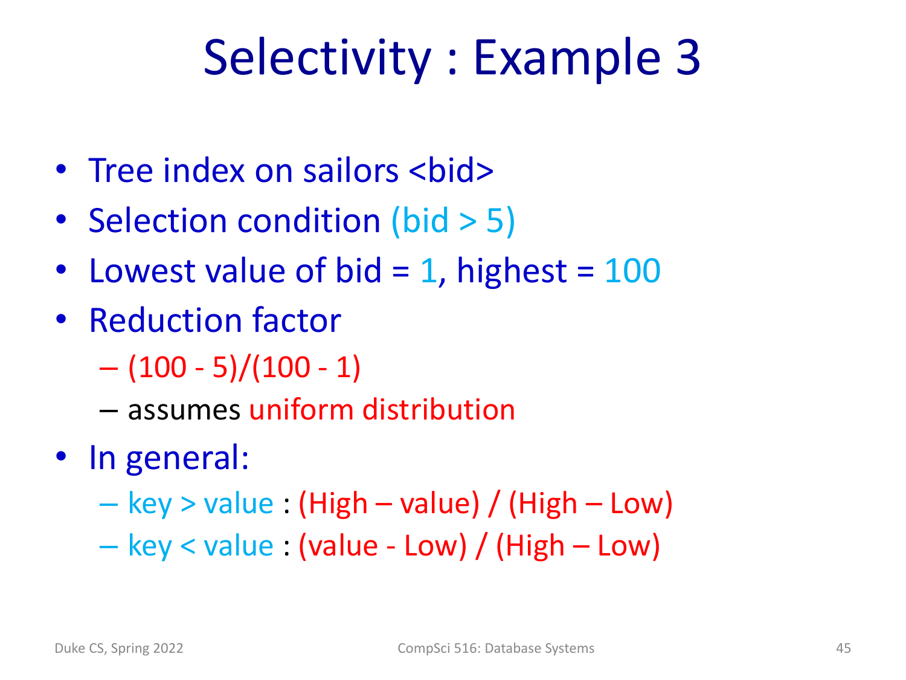# Selectivity : Example 3

- Tree index on sailors <bid>
- Selection condition (bid > 5)
- Lowest value of bid = 1, highest = 100
- Reduction factor
  - (100 - 5)/(100 - 1)
  - assumes uniform distribution
- In general:
  - key > value : (High – value) / (High – Low)
  - key < value : (value - Low) / (High – Low)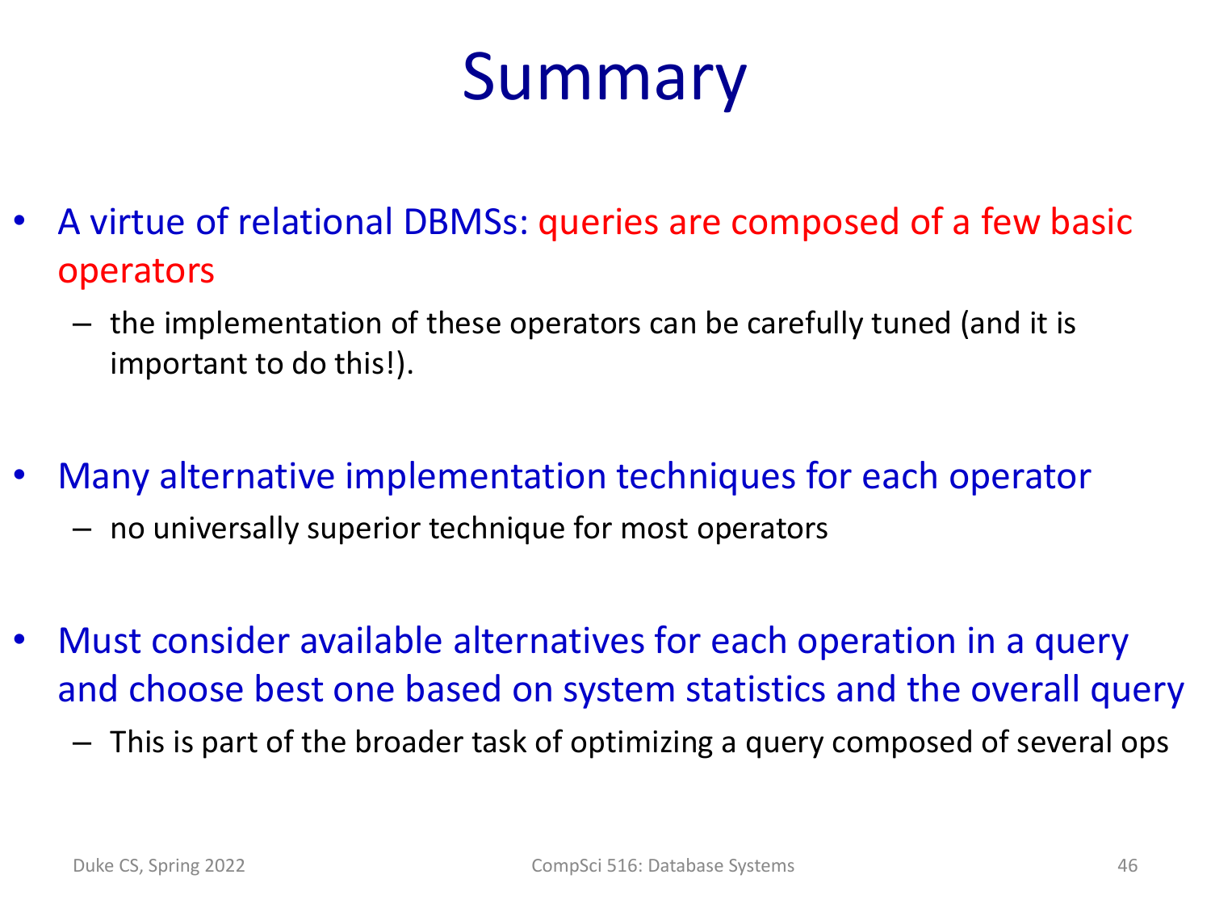# Summary

- A virtue of relational DBMSs: queries are composed of a few basic operators
  - the implementation of these operators can be carefully tuned (and it is important to do this!).
- Many alternative implementation techniques for each operator
  - no universally superior technique for most operators
- Must consider available alternatives for each operation in a query and choose best one based on system statistics and the overall query
  - This is part of the broader task of optimizing a query composed of several ops